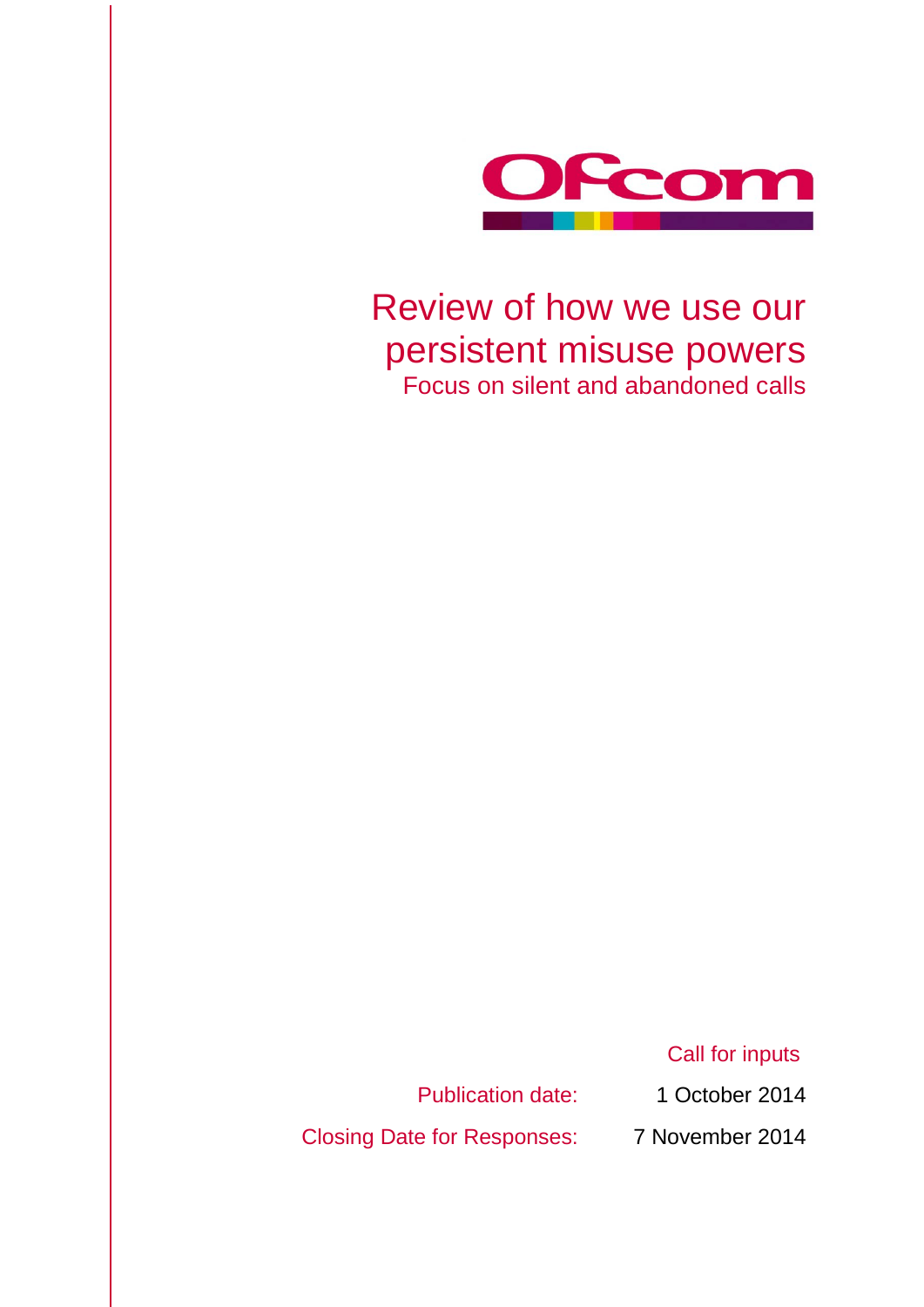Ofcom

# Review of how we use our persistent misuse powers

## Focus on silent and abandoned calls

Call for inputs

Publication date: 1 October 2014

Closing Date for Responses: 7 November 2014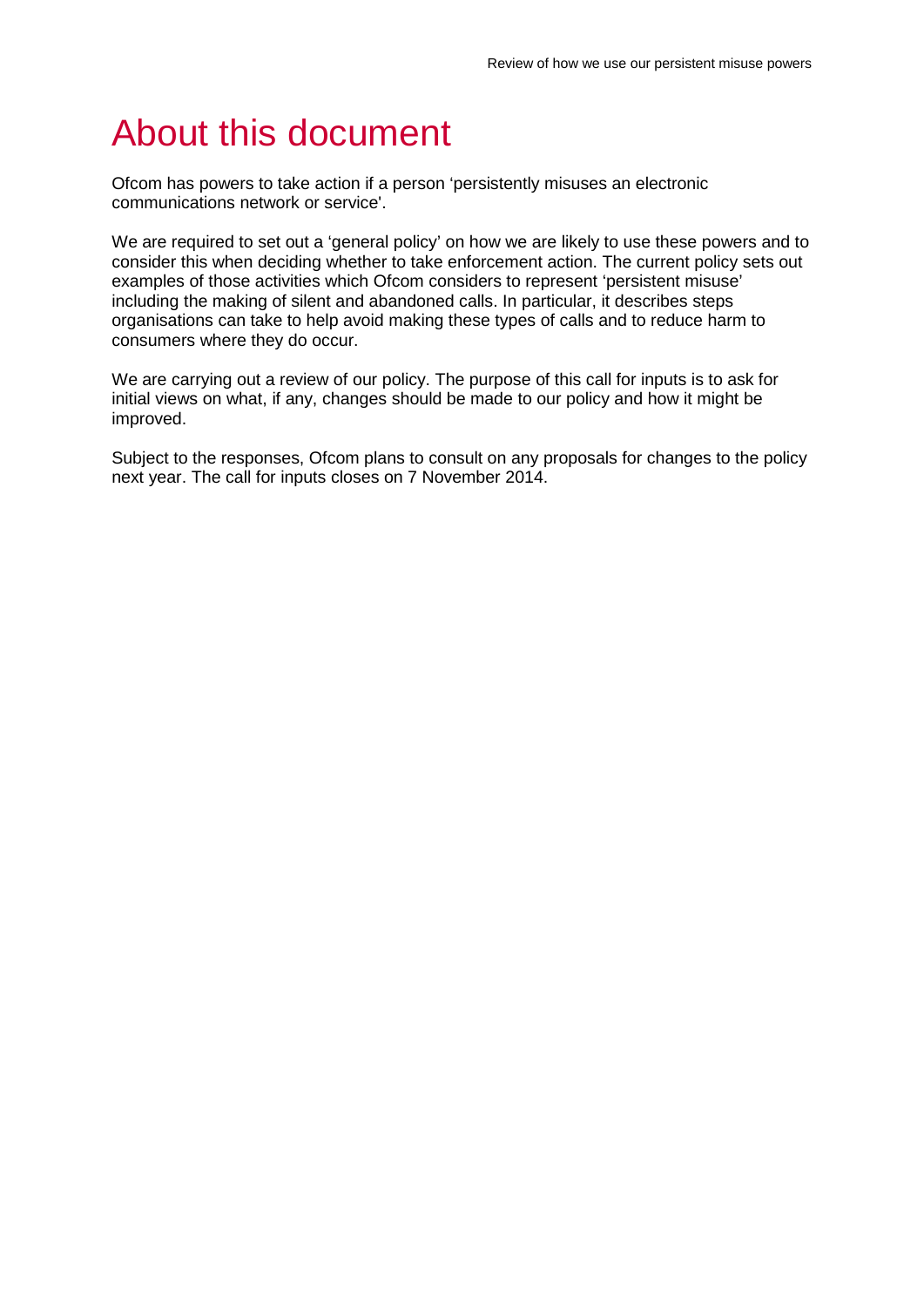# About this document

Ofcom has powers to take action if a person 'persistently misuses an electronic communications network or service'.

We are required to set out a 'general policy' on how we are likely to use these powers and to consider this when deciding whether to take enforcement action. The current policy sets out examples of those activities which Ofcom considers to represent 'persistent misuse' including the making of silent and abandoned calls. In particular, it describes steps organisations can take to help avoid making these types of calls and to reduce harm to consumers where they do occur.

We are carrying out a review of our policy. The purpose of this call for inputs is to ask for initial views on what, if any, changes should be made to our policy and how it might be improved.

Subject to the responses, Ofcom plans to consult on any proposals for changes to the policy next year. The call for inputs closes on 7 November 2014.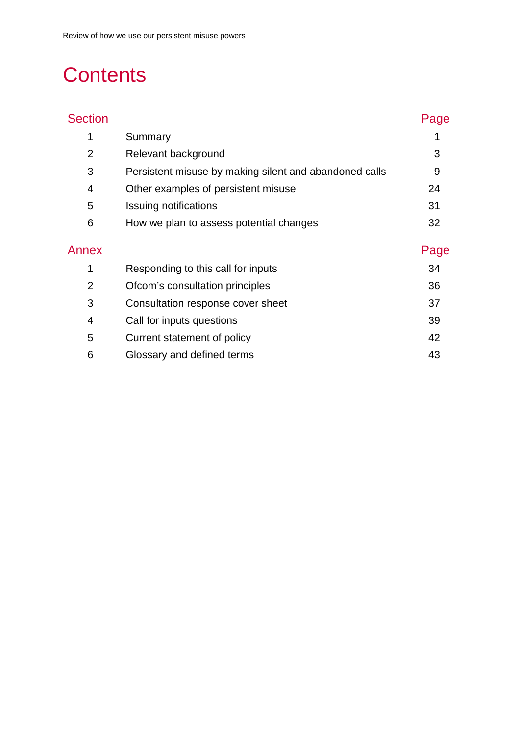# Contents

| Section | | Page |
|---|---|---|
| 1 | Summary | 1 |
| 2 | Relevant background | 3 |
| 3 | Persistent misuse by making silent and abandoned calls | 9 |
| 4 | Other examples of persistent misuse | 24 |
| 5 | Issuing notifications | 31 |
| 6 | How we plan to assess potential changes | 32 |

| Annex | | Page |
|---|---|---|
| 1 | Responding to this call for inputs | 34 |
| 2 | Ofcom's consultation principles | 36 |
| 3 | Consultation response cover sheet | 37 |
| 4 | Call for inputs questions | 39 |
| 5 | Current statement of policy | 42 |
| 6 | Glossary and defined terms | 43 |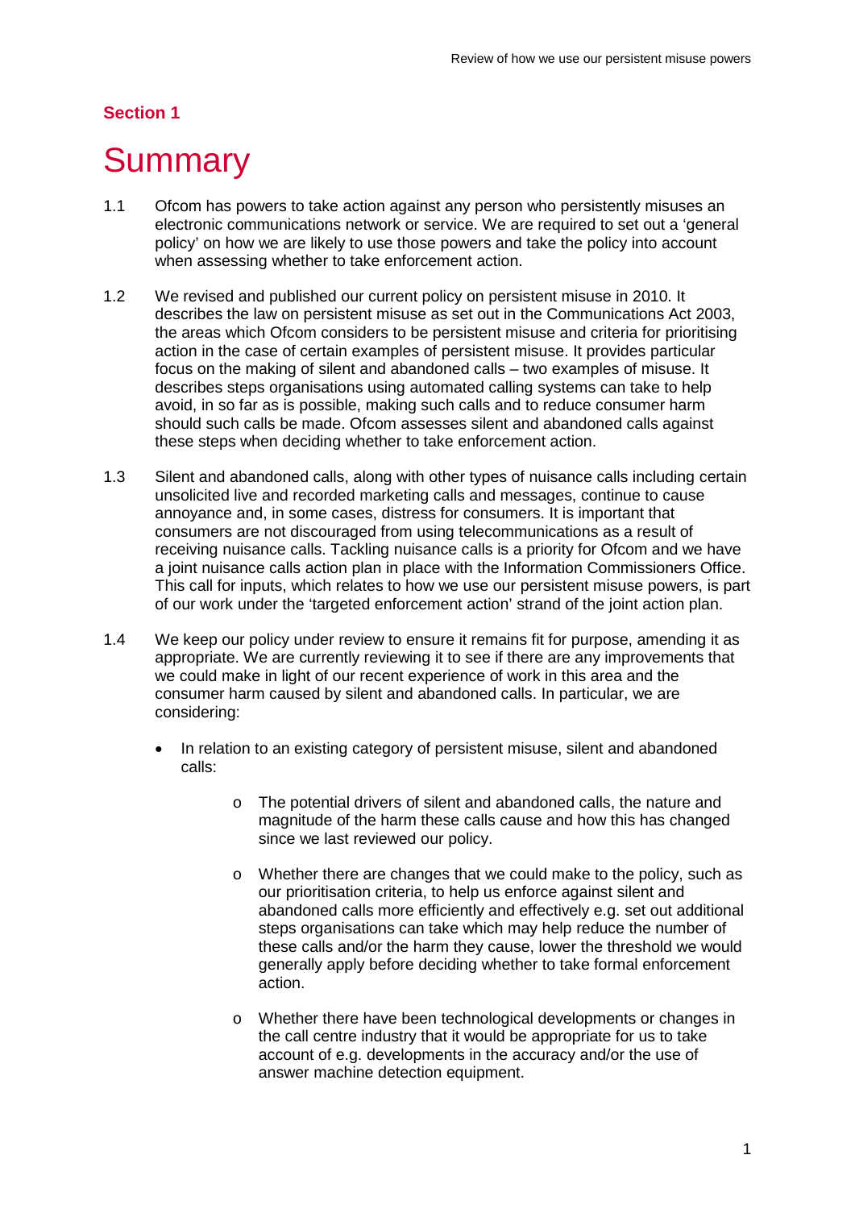## Section 1

# Summary

1.1 Ofcom has powers to take action against any person who persistently misuses an electronic communications network or service. We are required to set out a 'general policy' on how we are likely to use those powers and take the policy into account when assessing whether to take enforcement action.

1.2 We revised and published our current policy on persistent misuse in 2010. It describes the law on persistent misuse as set out in the Communications Act 2003, the areas which Ofcom considers to be persistent misuse and criteria for prioritising action in the case of certain examples of persistent misuse. It provides particular focus on the making of silent and abandoned calls – two examples of misuse. It describes steps organisations using automated calling systems can take to help avoid, in so far as is possible, making such calls and to reduce consumer harm should such calls be made. Ofcom assesses silent and abandoned calls against these steps when deciding whether to take enforcement action.

1.3 Silent and abandoned calls, along with other types of nuisance calls including certain unsolicited live and recorded marketing calls and messages, continue to cause annoyance and, in some cases, distress for consumers. It is important that consumers are not discouraged from using telecommunications as a result of receiving nuisance calls. Tackling nuisance calls is a priority for Ofcom and we have a joint nuisance calls action plan in place with the Information Commissioners Office. This call for inputs, which relates to how we use our persistent misuse powers, is part of our work under the 'targeted enforcement action' strand of the joint action plan.

1.4 We keep our policy under review to ensure it remains fit for purpose, amending it as appropriate. We are currently reviewing it to see if there are any improvements that we could make in light of our recent experience of work in this area and the consumer harm caused by silent and abandoned calls. In particular, we are considering:

- In relation to an existing category of persistent misuse, silent and abandoned calls:
  - The potential drivers of silent and abandoned calls, the nature and magnitude of the harm these calls cause and how this has changed since we last reviewed our policy.
  - Whether there are changes that we could make to the policy, such as our prioritisation criteria, to help us enforce against silent and abandoned calls more efficiently and effectively e.g. set out additional steps organisations can take which may help reduce the number of these calls and/or the harm they cause, lower the threshold we would generally apply before deciding whether to take formal enforcement action.
  - Whether there have been technological developments or changes in the call centre industry that it would be appropriate for us to take account of e.g. developments in the accuracy and/or the use of answer machine detection equipment.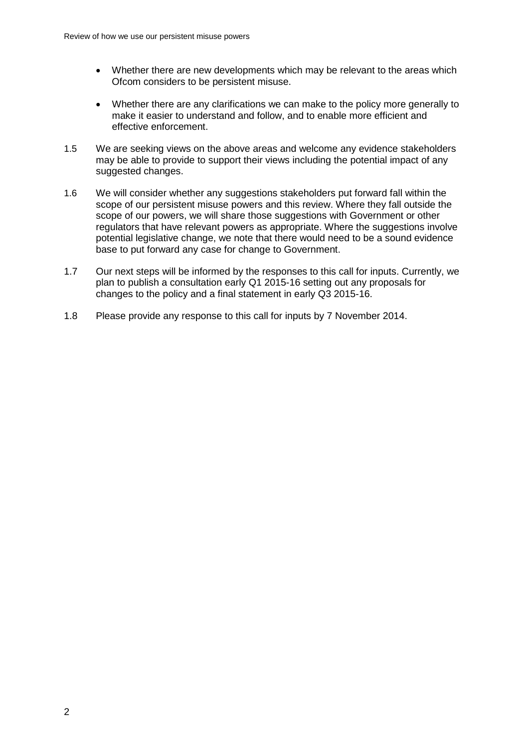- Whether there are new developments which may be relevant to the areas which Ofcom considers to be persistent misuse.

- Whether there are any clarifications we can make to the policy more generally to make it easier to understand and follow, and to enable more efficient and effective enforcement.

1.5 We are seeking views on the above areas and welcome any evidence stakeholders may be able to provide to support their views including the potential impact of any suggested changes.

1.6 We will consider whether any suggestions stakeholders put forward fall within the scope of our persistent misuse powers and this review. Where they fall outside the scope of our powers, we will share those suggestions with Government or other regulators that have relevant powers as appropriate. Where the suggestions involve potential legislative change, we note that there would need to be a sound evidence base to put forward any case for change to Government.

1.7 Our next steps will be informed by the responses to this call for inputs. Currently, we plan to publish a consultation early Q1 2015-16 setting out any proposals for changes to the policy and a final statement in early Q3 2015-16.

1.8 Please provide any response to this call for inputs by 7 November 2014.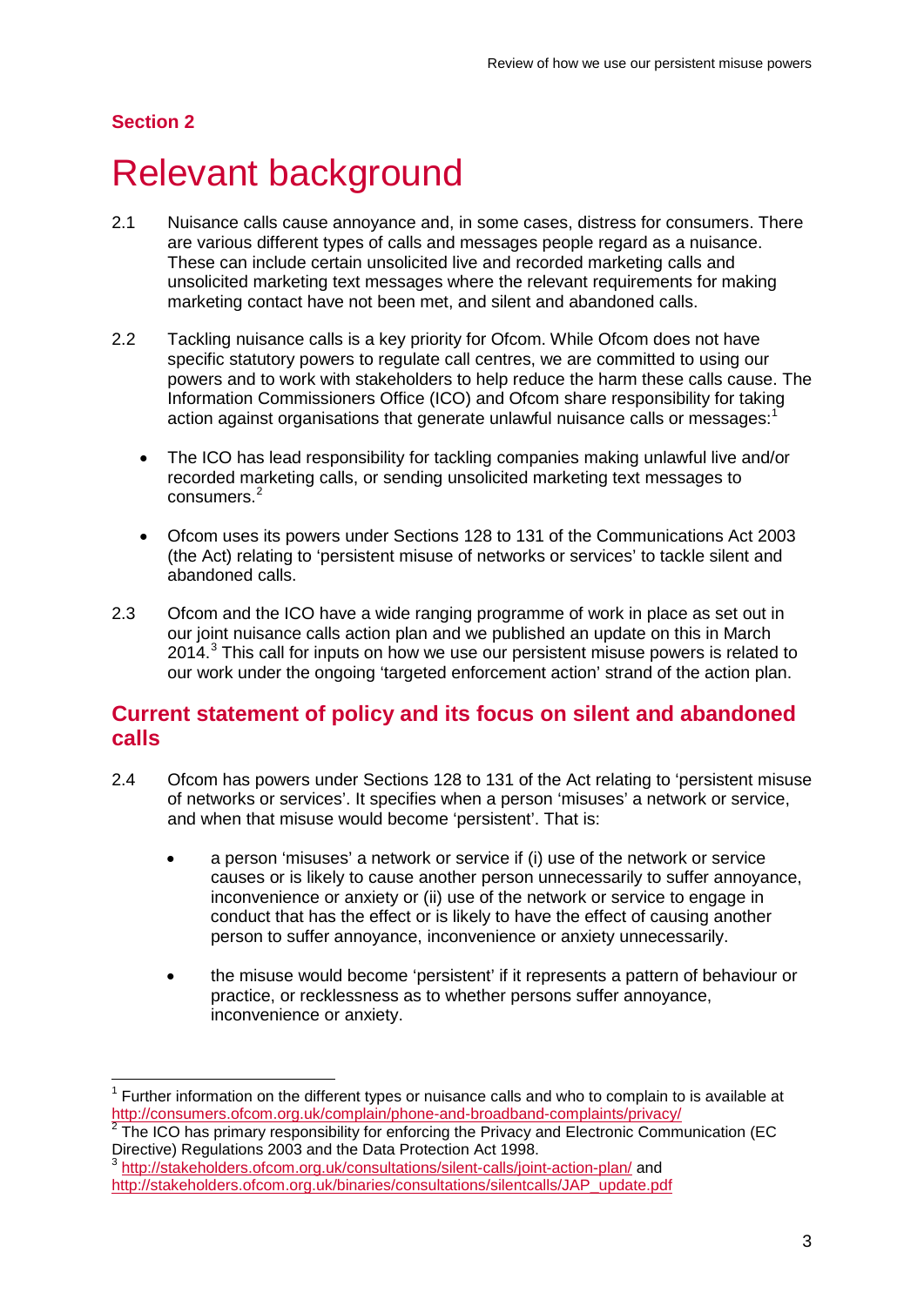## Section 2

# Relevant background

2.1 Nuisance calls cause annoyance and, in some cases, distress for consumers. There are various different types of calls and messages people regard as a nuisance. These can include certain unsolicited live and recorded marketing calls and unsolicited marketing text messages where the relevant requirements for making marketing contact have not been met, and silent and abandoned calls.

2.2 Tackling nuisance calls is a key priority for Ofcom. While Ofcom does not have specific statutory powers to regulate call centres, we are committed to using our powers and to work with stakeholders to help reduce the harm these calls cause. The Information Commissioners Office (ICO) and Ofcom share responsibility for taking action against organisations that generate unlawful nuisance calls or messages:[1]

- The ICO has lead responsibility for tackling companies making unlawful live and/or recorded marketing calls, or sending unsolicited marketing text messages to consumers.[2]
- Ofcom uses its powers under Sections 128 to 131 of the Communications Act 2003 (the Act) relating to 'persistent misuse of networks or services' to tackle silent and abandoned calls.

2.3 Ofcom and the ICO have a wide ranging programme of work in place as set out in our joint nuisance calls action plan and we published an update on this in March 2014.[3] This call for inputs on how we use our persistent misuse powers is related to our work under the ongoing 'targeted enforcement action' strand of the action plan.

## Current statement of policy and its focus on silent and abandoned calls

2.4 Ofcom has powers under Sections 128 to 131 of the Act relating to 'persistent misuse of networks or services'. It specifies when a person 'misuses' a network or service, and when that misuse would become 'persistent'. That is:

- a person 'misuses' a network or service if (i) use of the network or service causes or is likely to cause another person unnecessarily to suffer annoyance, inconvenience or anxiety or (ii) use of the network or service to engage in conduct that has the effect or is likely to have the effect of causing another person to suffer annoyance, inconvenience or anxiety unnecessarily.
- the misuse would become 'persistent' if it represents a pattern of behaviour or practice, or recklessness as to whether persons suffer annoyance, inconvenience or anxiety.

---

[1] Further information on the different types or nuisance calls and who to complain to is available at http://consumers.ofcom.org.uk/complain/phone-and-broadband-complaints/privacy/

[2] The ICO has primary responsibility for enforcing the Privacy and Electronic Communication (EC Directive) Regulations 2003 and the Data Protection Act 1998.

[3] http://stakeholders.ofcom.org.uk/consultations/silent-calls/joint-action-plan/ and http://stakeholders.ofcom.org.uk/binaries/consultations/silentcalls/JAP_update.pdf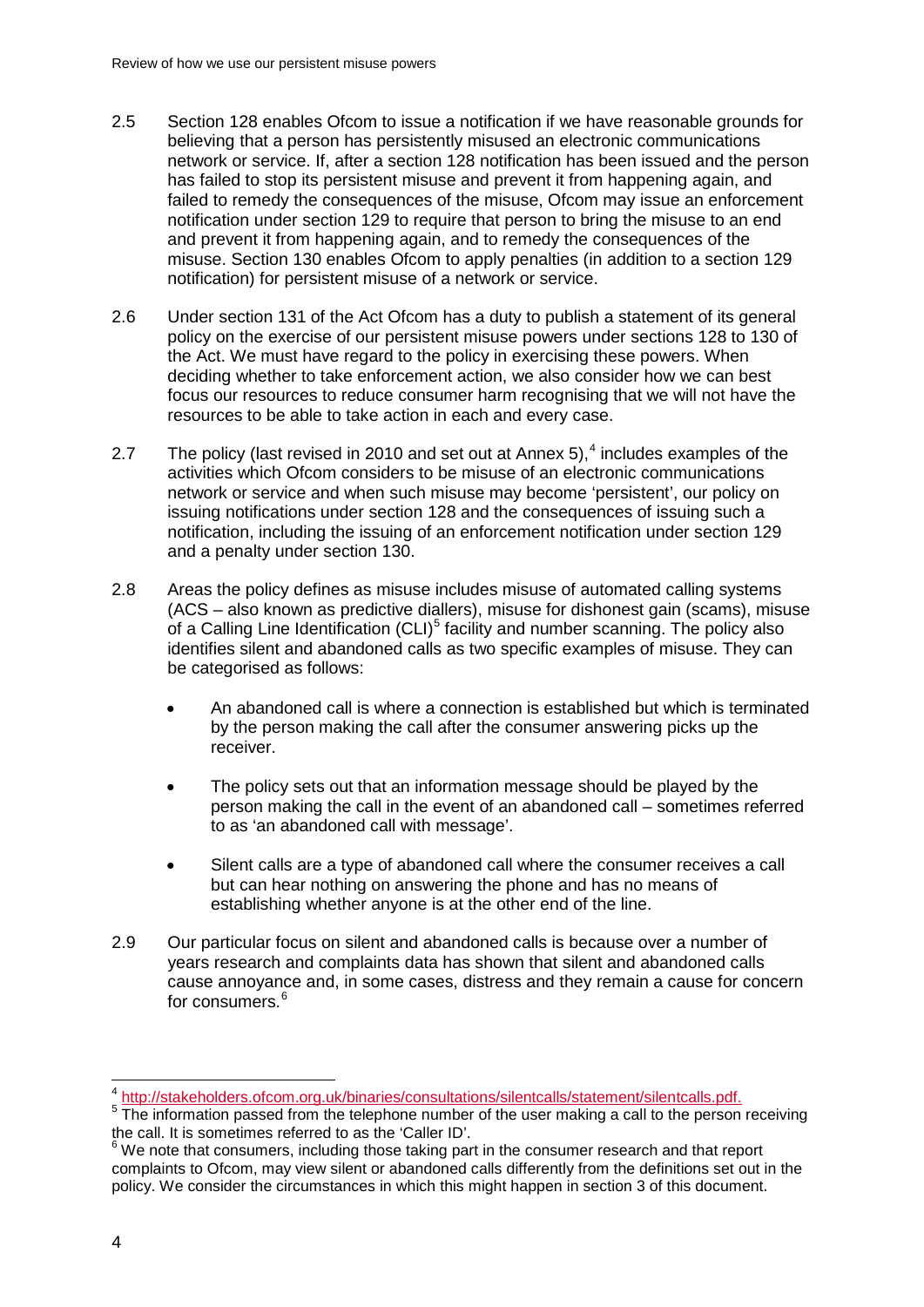2.5 Section 128 enables Ofcom to issue a notification if we have reasonable grounds for believing that a person has persistently misused an electronic communications network or service. If, after a section 128 notification has been issued and the person has failed to stop its persistent misuse and prevent it from happening again, and failed to remedy the consequences of the misuse, Ofcom may issue an enforcement notification under section 129 to require that person to bring the misuse to an end and prevent it from happening again, and to remedy the consequences of the misuse. Section 130 enables Ofcom to apply penalties (in addition to a section 129 notification) for persistent misuse of a network or service.

2.6 Under section 131 of the Act Ofcom has a duty to publish a statement of its general policy on the exercise of our persistent misuse powers under sections 128 to 130 of the Act. We must have regard to the policy in exercising these powers. When deciding whether to take enforcement action, we also consider how we can best focus our resources to reduce consumer harm recognising that we will not have the resources to be able to take action in each and every case.

2.7 The policy (last revised in 2010 and set out at Annex 5),[4] includes examples of the activities which Ofcom considers to be misuse of an electronic communications network or service and when such misuse may become 'persistent', our policy on issuing notifications under section 128 and the consequences of issuing such a notification, including the issuing of an enforcement notification under section 129 and a penalty under section 130.

2.8 Areas the policy defines as misuse includes misuse of automated calling systems (ACS – also known as predictive diallers), misuse for dishonest gain (scams), misuse of a Calling Line Identification (CLI)[5] facility and number scanning. The policy also identifies silent and abandoned calls as two specific examples of misuse. They can be categorised as follows:

- An abandoned call is where a connection is established but which is terminated by the person making the call after the consumer answering picks up the receiver.
- The policy sets out that an information message should be played by the person making the call in the event of an abandoned call – sometimes referred to as 'an abandoned call with message'.
- Silent calls are a type of abandoned call where the consumer receives a call but can hear nothing on answering the phone and has no means of establishing whether anyone is at the other end of the line.

2.9 Our particular focus on silent and abandoned calls is because over a number of years research and complaints data has shown that silent and abandoned calls cause annoyance and, in some cases, distress and they remain a cause for concern for consumers.[6]

---

[4] http://stakeholders.ofcom.org.uk/binaries/consultations/silentcalls/statement/silentcalls.pdf.

[5] The information passed from the telephone number of the user making a call to the person receiving the call. It is sometimes referred to as the 'Caller ID'.

[6] We note that consumers, including those taking part in the consumer research and that report complaints to Ofcom, may view silent or abandoned calls differently from the definitions set out in the policy. We consider the circumstances in which this might happen in section 3 of this document.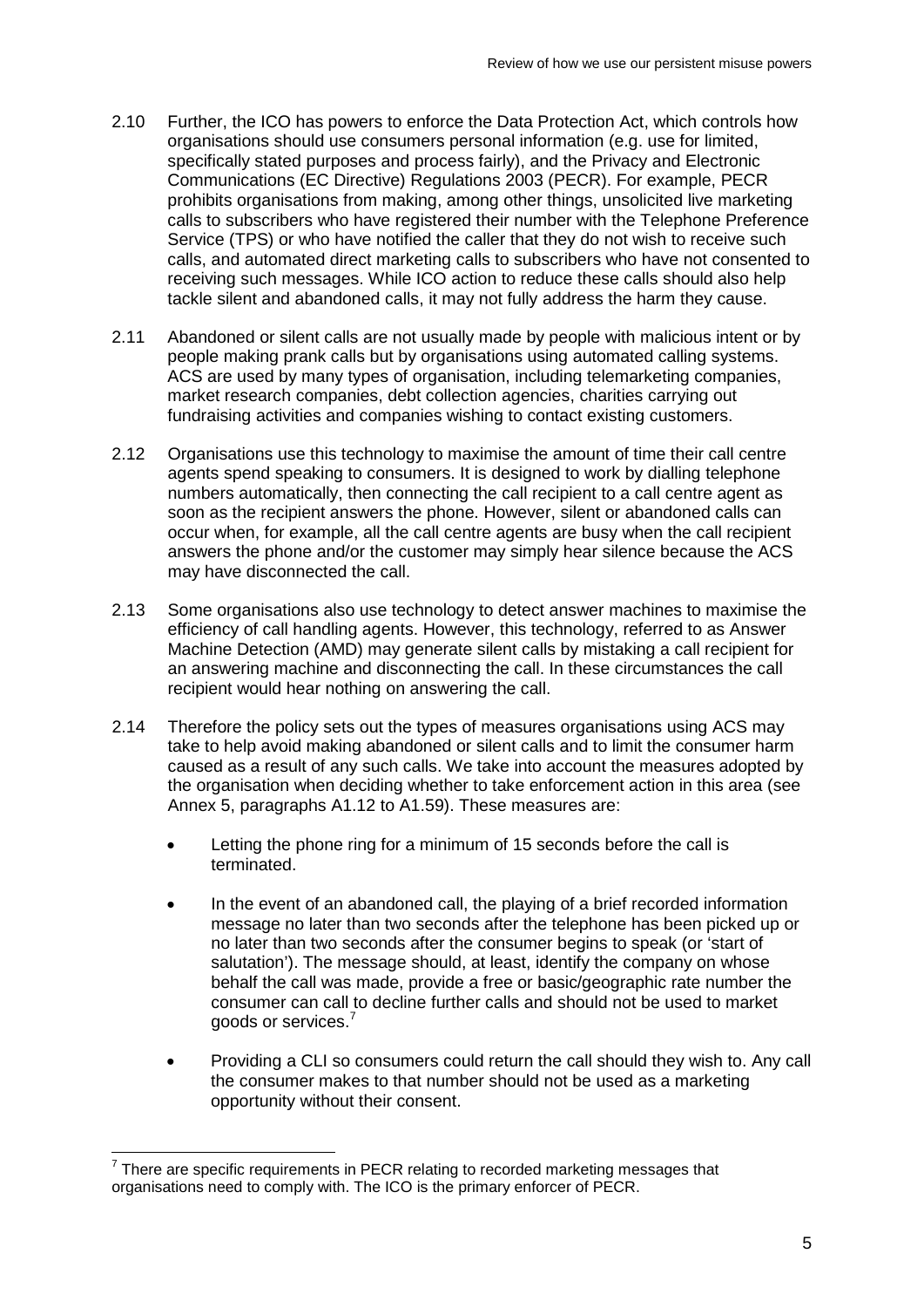2.10 Further, the ICO has powers to enforce the Data Protection Act, which controls how organisations should use consumers personal information (e.g. use for limited, specifically stated purposes and process fairly), and the Privacy and Electronic Communications (EC Directive) Regulations 2003 (PECR). For example, PECR prohibits organisations from making, among other things, unsolicited live marketing calls to subscribers who have registered their number with the Telephone Preference Service (TPS) or who have notified the caller that they do not wish to receive such calls, and automated direct marketing calls to subscribers who have not consented to receiving such messages. While ICO action to reduce these calls should also help tackle silent and abandoned calls, it may not fully address the harm they cause.

2.11 Abandoned or silent calls are not usually made by people with malicious intent or by people making prank calls but by organisations using automated calling systems. ACS are used by many types of organisation, including telemarketing companies, market research companies, debt collection agencies, charities carrying out fundraising activities and companies wishing to contact existing customers.

2.12 Organisations use this technology to maximise the amount of time their call centre agents spend speaking to consumers. It is designed to work by dialling telephone numbers automatically, then connecting the call recipient to a call centre agent as soon as the recipient answers the phone. However, silent or abandoned calls can occur when, for example, all the call centre agents are busy when the call recipient answers the phone and/or the customer may simply hear silence because the ACS may have disconnected the call.

2.13 Some organisations also use technology to detect answer machines to maximise the efficiency of call handling agents. However, this technology, referred to as Answer Machine Detection (AMD) may generate silent calls by mistaking a call recipient for an answering machine and disconnecting the call. In these circumstances the call recipient would hear nothing on answering the call.

2.14 Therefore the policy sets out the types of measures organisations using ACS may take to help avoid making abandoned or silent calls and to limit the consumer harm caused as a result of any such calls. We take into account the measures adopted by the organisation when deciding whether to take enforcement action in this area (see Annex 5, paragraphs A1.12 to A1.59). These measures are:

- Letting the phone ring for a minimum of 15 seconds before the call is terminated.

- In the event of an abandoned call, the playing of a brief recorded information message no later than two seconds after the telephone has been picked up or no later than two seconds after the consumer begins to speak (or 'start of salutation'). The message should, at least, identify the company on whose behalf the call was made, provide a free or basic/geographic rate number the consumer can call to decline further calls and should not be used to market goods or services.[7]

- Providing a CLI so consumers could return the call should they wish to. Any call the consumer makes to that number should not be used as a marketing opportunity without their consent.

[7] There are specific requirements in PECR relating to recorded marketing messages that organisations need to comply with. The ICO is the primary enforcer of PECR.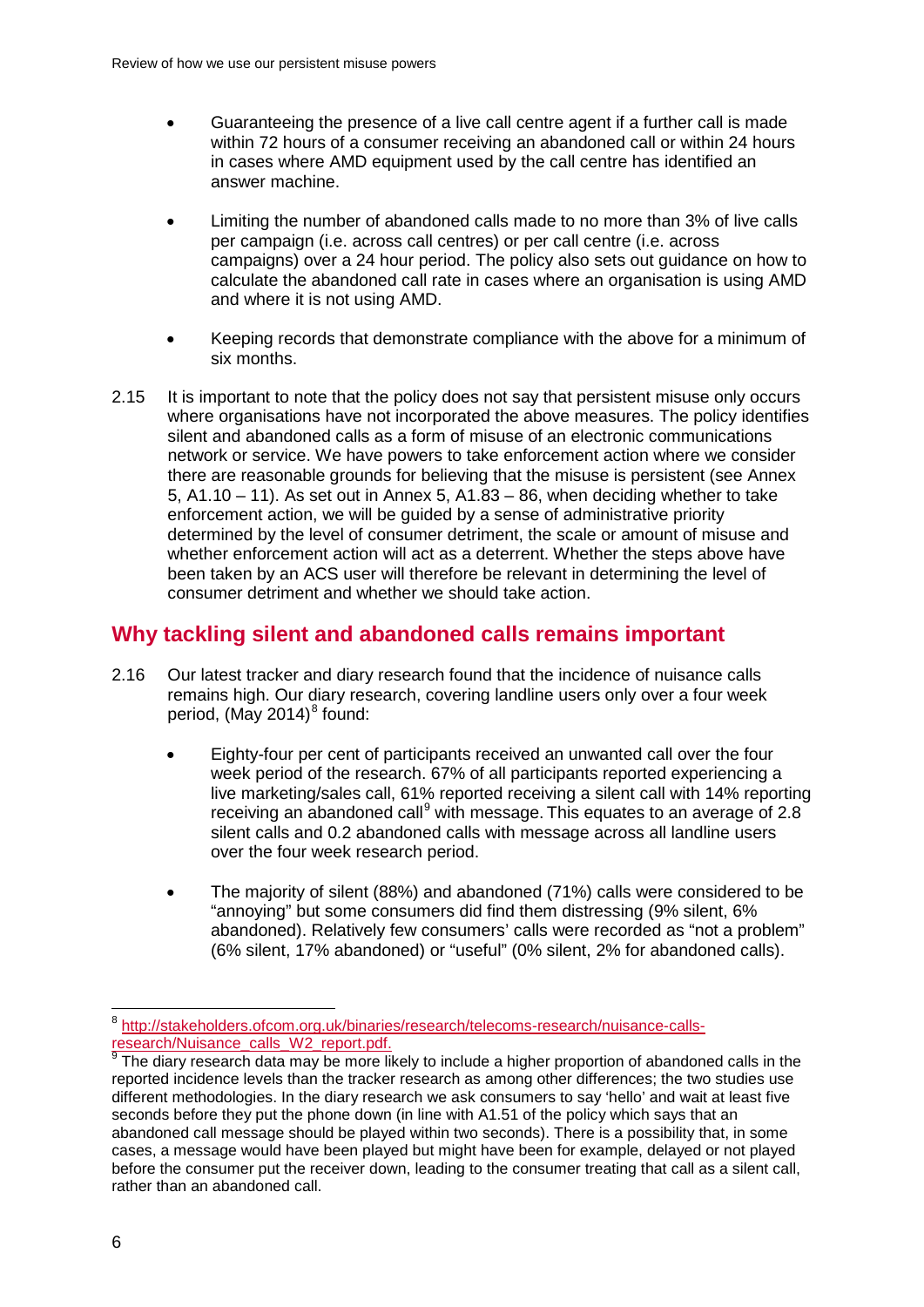- Guaranteeing the presence of a live call centre agent if a further call is made within 72 hours of a consumer receiving an abandoned call or within 24 hours in cases where AMD equipment used by the call centre has identified an answer machine.

- Limiting the number of abandoned calls made to no more than 3% of live calls per campaign (i.e. across call centres) or per call centre (i.e. across campaigns) over a 24 hour period. The policy also sets out guidance on how to calculate the abandoned call rate in cases where an organisation is using AMD and where it is not using AMD.

- Keeping records that demonstrate compliance with the above for a minimum of six months.

2.15 It is important to note that the policy does not say that persistent misuse only occurs where organisations have not incorporated the above measures. The policy identifies silent and abandoned calls as a form of misuse of an electronic communications network or service. We have powers to take enforcement action where we consider there are reasonable grounds for believing that the misuse is persistent (see Annex 5, A1.10 – 11). As set out in Annex 5, A1.83 – 86, when deciding whether to take enforcement action, we will be guided by a sense of administrative priority determined by the level of consumer detriment, the scale or amount of misuse and whether enforcement action will act as a deterrent. Whether the steps above have been taken by an ACS user will therefore be relevant in determining the level of consumer detriment and whether we should take action.

## Why tackling silent and abandoned calls remains important

2.16 Our latest tracker and diary research found that the incidence of nuisance calls remains high. Our diary research, covering landline users only over a four week period, (May 2014)[8] found:

- Eighty-four per cent of participants received an unwanted call over the four week period of the research. 67% of all participants reported experiencing a live marketing/sales call, 61% reported receiving a silent call with 14% reporting receiving an abandoned call[9] with message. This equates to an average of 2.8 silent calls and 0.2 abandoned calls with message across all landline users over the four week research period.

- The majority of silent (88%) and abandoned (71%) calls were considered to be "annoying" but some consumers did find them distressing (9% silent, 6% abandoned). Relatively few consumers' calls were recorded as "not a problem" (6% silent, 17% abandoned) or "useful" (0% silent, 2% for abandoned calls).

---

[8] http://stakeholders.ofcom.org.uk/binaries/research/telecoms-research/nuisance-calls-research/Nuisance_calls_W2_report.pdf.

[9] The diary research data may be more likely to include a higher proportion of abandoned calls in the reported incidence levels than the tracker research as among other differences; the two studies use different methodologies. In the diary research we ask consumers to say 'hello' and wait at least five seconds before they put the phone down (in line with A1.51 of the policy which says that an abandoned call message should be played within two seconds). There is a possibility that, in some cases, a message would have been played but might have been for example, delayed or not played before the consumer put the receiver down, leading to the consumer treating that call as a silent call, rather than an abandoned call.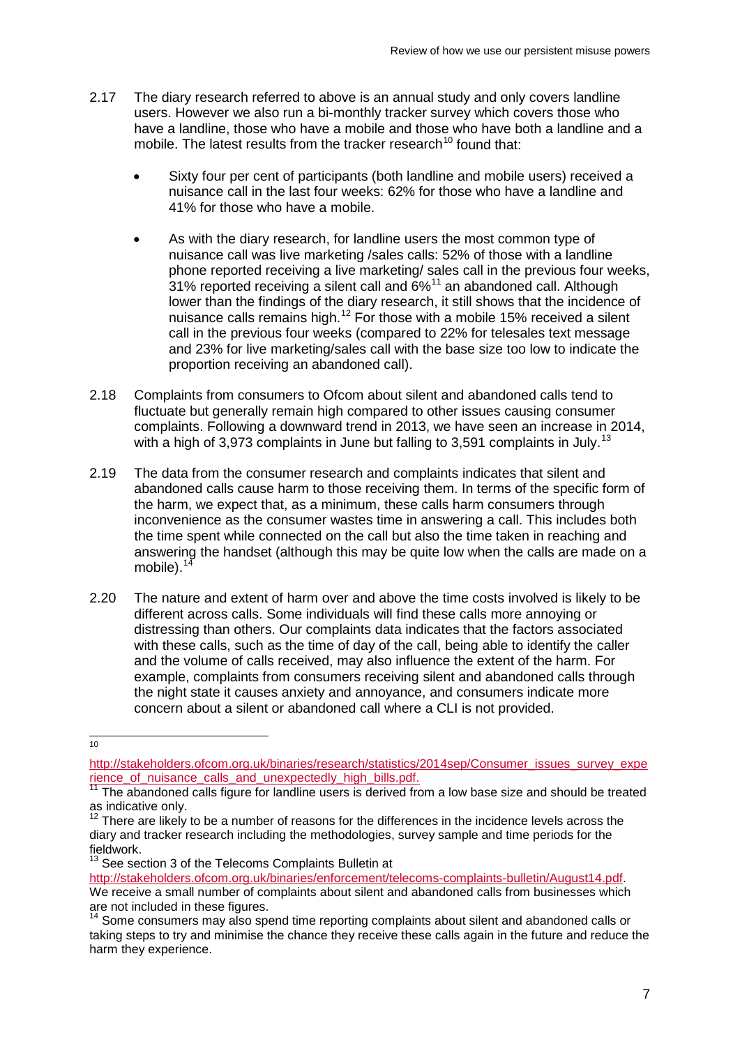2.17 The diary research referred to above is an annual study and only covers landline users. However we also run a bi-monthly tracker survey which covers those who have a landline, those who have a mobile and those who have both a landline and a mobile. The latest results from the tracker research[10] found that:

- Sixty four per cent of participants (both landline and mobile users) received a nuisance call in the last four weeks: 62% for those who have a landline and 41% for those who have a mobile.

- As with the diary research, for landline users the most common type of nuisance call was live marketing /sales calls: 52% of those with a landline phone reported receiving a live marketing/ sales call in the previous four weeks, 31% reported receiving a silent call and 6%[11] an abandoned call. Although lower than the findings of the diary research, it still shows that the incidence of nuisance calls remains high.[12] For those with a mobile 15% received a silent call in the previous four weeks (compared to 22% for telesales text message and 23% for live marketing/sales call with the base size too low to indicate the proportion receiving an abandoned call).

2.18 Complaints from consumers to Ofcom about silent and abandoned calls tend to fluctuate but generally remain high compared to other issues causing consumer complaints. Following a downward trend in 2013, we have seen an increase in 2014, with a high of 3,973 complaints in June but falling to 3,591 complaints in July.[13]

2.19 The data from the consumer research and complaints indicates that silent and abandoned calls cause harm to those receiving them. In terms of the specific form of the harm, we expect that, as a minimum, these calls harm consumers through inconvenience as the consumer wastes time in answering a call. This includes both the time spent while connected on the call but also the time taken in reaching and answering the handset (although this may be quite low when the calls are made on a mobile).[14]

2.20 The nature and extent of harm over and above the time costs involved is likely to be different across calls. Some individuals will find these calls more annoying or distressing than others. Our complaints data indicates that the factors associated with these calls, such as the time of day of the call, being able to identify the caller and the volume of calls received, may also influence the extent of the harm. For example, complaints from consumers receiving silent and abandoned calls through the night state it causes anxiety and annoyance, and consumers indicate more concern about a silent or abandoned call where a CLI is not provided.

---

[10] http://stakeholders.ofcom.org.uk/binaries/research/statistics/2014sep/Consumer_issues_survey_experience_of_nuisance_calls_and_unexpectedly_high_bills.pdf.

[11] The abandoned calls figure for landline users is derived from a low base size and should be treated as indicative only.

[12] There are likely to be a number of reasons for the differences in the incidence levels across the diary and tracker research including the methodologies, survey sample and time periods for the fieldwork.

[13] See section 3 of the Telecoms Complaints Bulletin at http://stakeholders.ofcom.org.uk/binaries/enforcement/telecoms-complaints-bulletin/August14.pdf. We receive a small number of complaints about silent and abandoned calls from businesses which are not included in these figures.

[14] Some consumers may also spend time reporting complaints about silent and abandoned calls or taking steps to try and minimise the chance they receive these calls again in the future and reduce the harm they experience.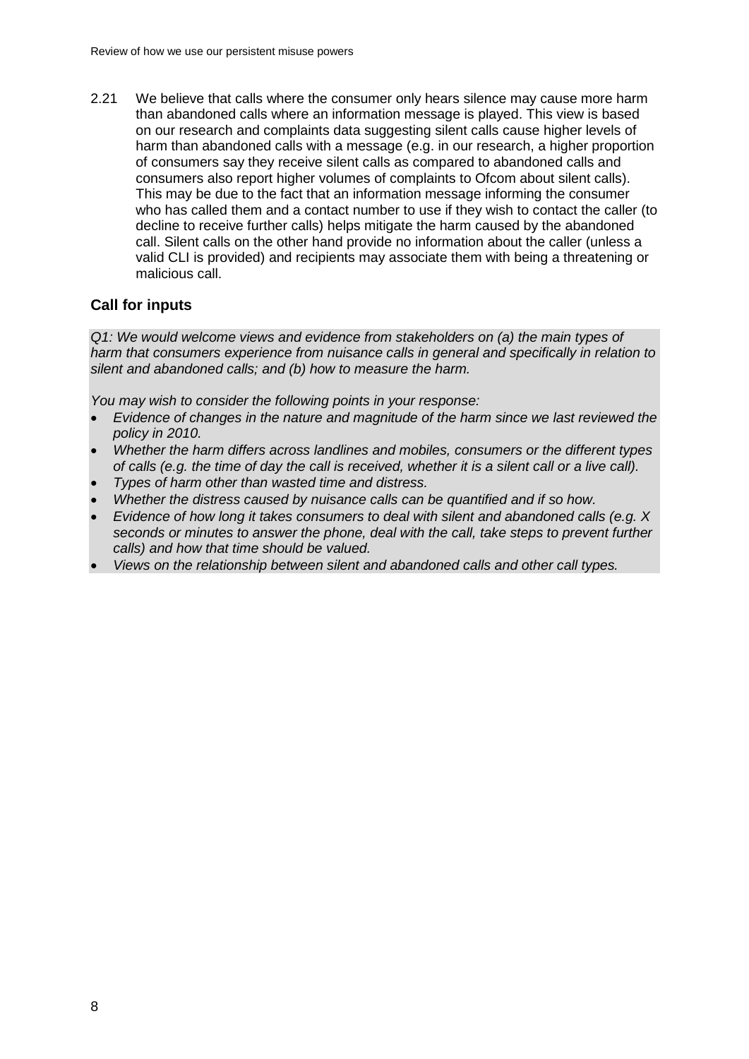2.21 We believe that calls where the consumer only hears silence may cause more harm than abandoned calls where an information message is played. This view is based on our research and complaints data suggesting silent calls cause higher levels of harm than abandoned calls with a message (e.g. in our research, a higher proportion of consumers say they receive silent calls as compared to abandoned calls and consumers also report higher volumes of complaints to Ofcom about silent calls). This may be due to the fact that an information message informing the consumer who has called them and a contact number to use if they wish to contact the caller (to decline to receive further calls) helps mitigate the harm caused by the abandoned call. Silent calls on the other hand provide no information about the caller (unless a valid CLI is provided) and recipients may associate them with being a threatening or malicious call.

## Call for inputs

*Q1: We would welcome views and evidence from stakeholders on (a) the main types of harm that consumers experience from nuisance calls in general and specifically in relation to silent and abandoned calls; and (b) how to measure the harm.*

*You may wish to consider the following points in your response:*

- *Evidence of changes in the nature and magnitude of the harm since we last reviewed the policy in 2010.*
- *Whether the harm differs across landlines and mobiles, consumers or the different types of calls (e.g. the time of day the call is received, whether it is a silent call or a live call).*
- *Types of harm other than wasted time and distress.*
- *Whether the distress caused by nuisance calls can be quantified and if so how.*
- *Evidence of how long it takes consumers to deal with silent and abandoned calls (e.g. X seconds or minutes to answer the phone, deal with the call, take steps to prevent further calls) and how that time should be valued.*
- *Views on the relationship between silent and abandoned calls and other call types.*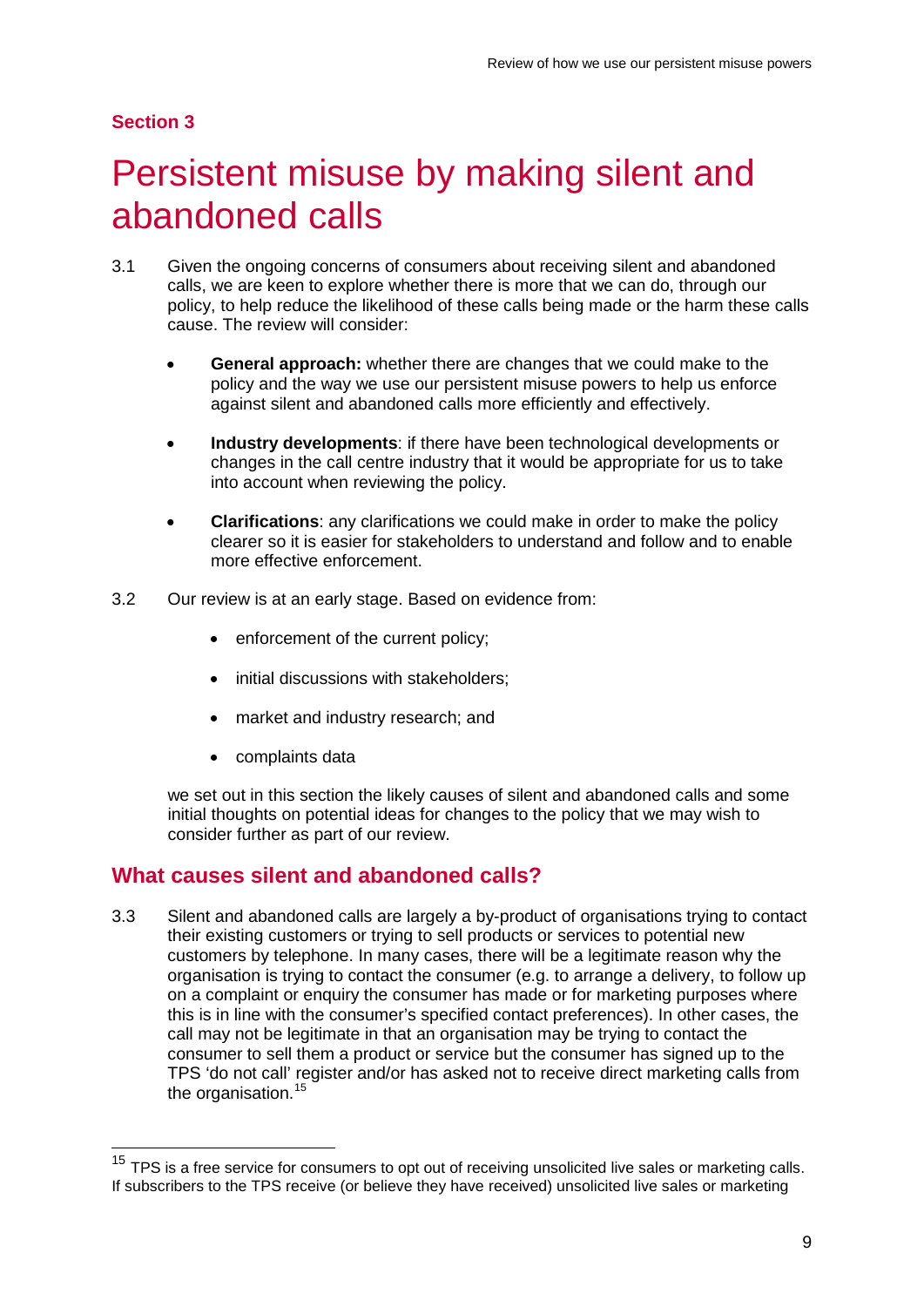## Section 3

# Persistent misuse by making silent and abandoned calls

3.1 Given the ongoing concerns of consumers about receiving silent and abandoned calls, we are keen to explore whether there is more that we can do, through our policy, to help reduce the likelihood of these calls being made or the harm these calls cause. The review will consider:

- **General approach:** whether there are changes that we could make to the policy and the way we use our persistent misuse powers to help us enforce against silent and abandoned calls more efficiently and effectively.
- **Industry developments**: if there have been technological developments or changes in the call centre industry that it would be appropriate for us to take into account when reviewing the policy.
- **Clarifications**: any clarifications we could make in order to make the policy clearer so it is easier for stakeholders to understand and follow and to enable more effective enforcement.

3.2 Our review is at an early stage. Based on evidence from:

- enforcement of the current policy;
- initial discussions with stakeholders;
- market and industry research; and
- complaints data

we set out in this section the likely causes of silent and abandoned calls and some initial thoughts on potential ideas for changes to the policy that we may wish to consider further as part of our review.

## What causes silent and abandoned calls?

3.3 Silent and abandoned calls are largely a by-product of organisations trying to contact their existing customers or trying to sell products or services to potential new customers by telephone. In many cases, there will be a legitimate reason why the organisation is trying to contact the consumer (e.g. to arrange a delivery, to follow up on a complaint or enquiry the consumer has made or for marketing purposes where this is in line with the consumer's specified contact preferences). In other cases, the call may not be legitimate in that an organisation may be trying to contact the consumer to sell them a product or service but the consumer has signed up to the TPS 'do not call' register and/or has asked not to receive direct marketing calls from the organisation.[15]

[15] TPS is a free service for consumers to opt out of receiving unsolicited live sales or marketing calls. If subscribers to the TPS receive (or believe they have received) unsolicited live sales or marketing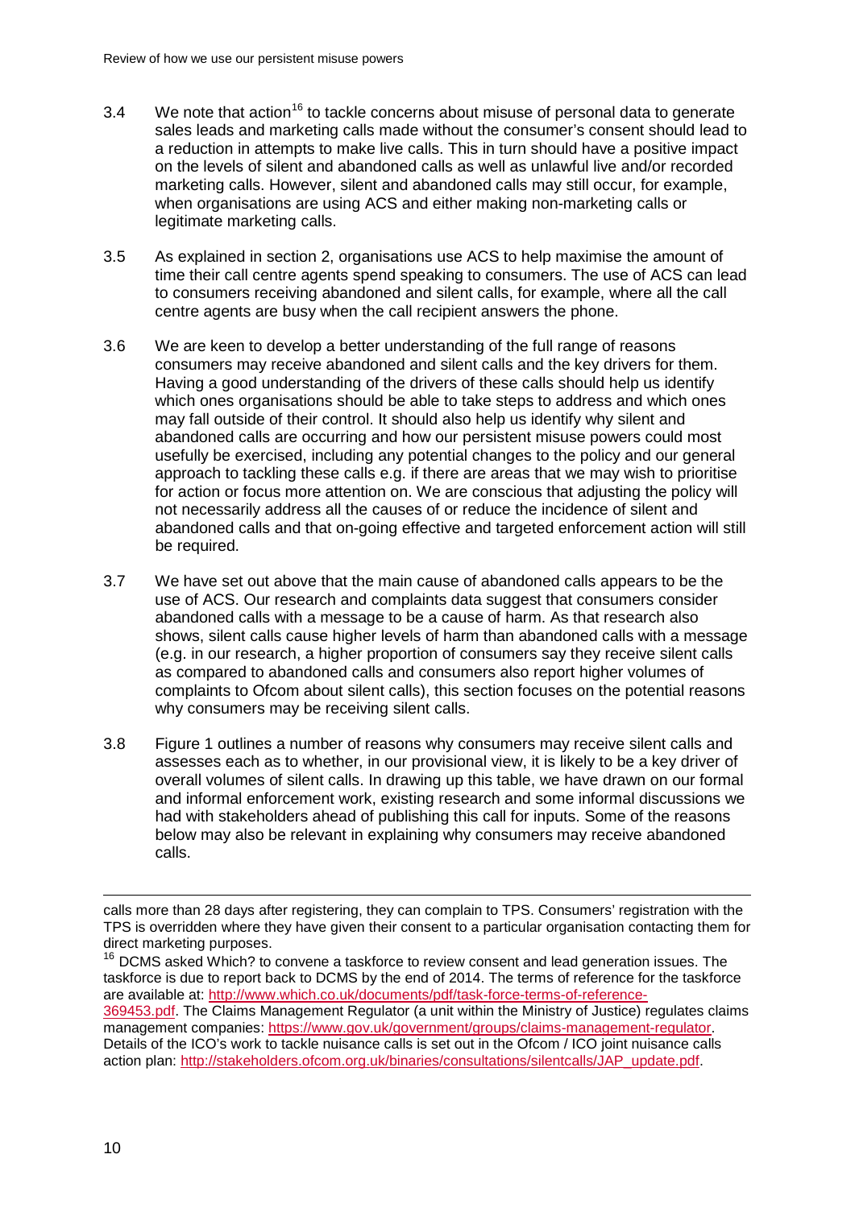3.4 We note that action[16] to tackle concerns about misuse of personal data to generate sales leads and marketing calls made without the consumer's consent should lead to a reduction in attempts to make live calls. This in turn should have a positive impact on the levels of silent and abandoned calls as well as unlawful live and/or recorded marketing calls. However, silent and abandoned calls may still occur, for example, when organisations are using ACS and either making non-marketing calls or legitimate marketing calls.

3.5 As explained in section 2, organisations use ACS to help maximise the amount of time their call centre agents spend speaking to consumers. The use of ACS can lead to consumers receiving abandoned and silent calls, for example, where all the call centre agents are busy when the call recipient answers the phone.

3.6 We are keen to develop a better understanding of the full range of reasons consumers may receive abandoned and silent calls and the key drivers for them. Having a good understanding of the drivers of these calls should help us identify which ones organisations should be able to take steps to address and which ones may fall outside of their control. It should also help us identify why silent and abandoned calls are occurring and how our persistent misuse powers could most usefully be exercised, including any potential changes to the policy and our general approach to tackling these calls e.g. if there are areas that we may wish to prioritise for action or focus more attention on. We are conscious that adjusting the policy will not necessarily address all the causes of or reduce the incidence of silent and abandoned calls and that on-going effective and targeted enforcement action will still be required.

3.7 We have set out above that the main cause of abandoned calls appears to be the use of ACS. Our research and complaints data suggest that consumers consider abandoned calls with a message to be a cause of harm. As that research also shows, silent calls cause higher levels of harm than abandoned calls with a message (e.g. in our research, a higher proportion of consumers say they receive silent calls as compared to abandoned calls and consumers also report higher volumes of complaints to Ofcom about silent calls), this section focuses on the potential reasons why consumers may be receiving silent calls.

3.8 Figure 1 outlines a number of reasons why consumers may receive silent calls and assesses each as to whether, in our provisional view, it is likely to be a key driver of overall volumes of silent calls. In drawing up this table, we have drawn on our formal and informal enforcement work, existing research and some informal discussions we had with stakeholders ahead of publishing this call for inputs. Some of the reasons below may also be relevant in explaining why consumers may receive abandoned calls.

---

calls more than 28 days after registering, they can complain to TPS. Consumers' registration with the TPS is overridden where they have given their consent to a particular organisation contacting them for direct marketing purposes.

[16] DCMS asked Which? to convene a taskforce to review consent and lead generation issues. The taskforce is due to report back to DCMS by the end of 2014. The terms of reference for the taskforce are available at: http://www.which.co.uk/documents/pdf/task-force-terms-of-reference-369453.pdf. The Claims Management Regulator (a unit within the Ministry of Justice) regulates claims management companies: https://www.gov.uk/government/groups/claims-management-regulator. Details of the ICO's work to tackle nuisance calls is set out in the Ofcom / ICO joint nuisance calls action plan: http://stakeholders.ofcom.org.uk/binaries/consultations/silentcalls/JAP_update.pdf.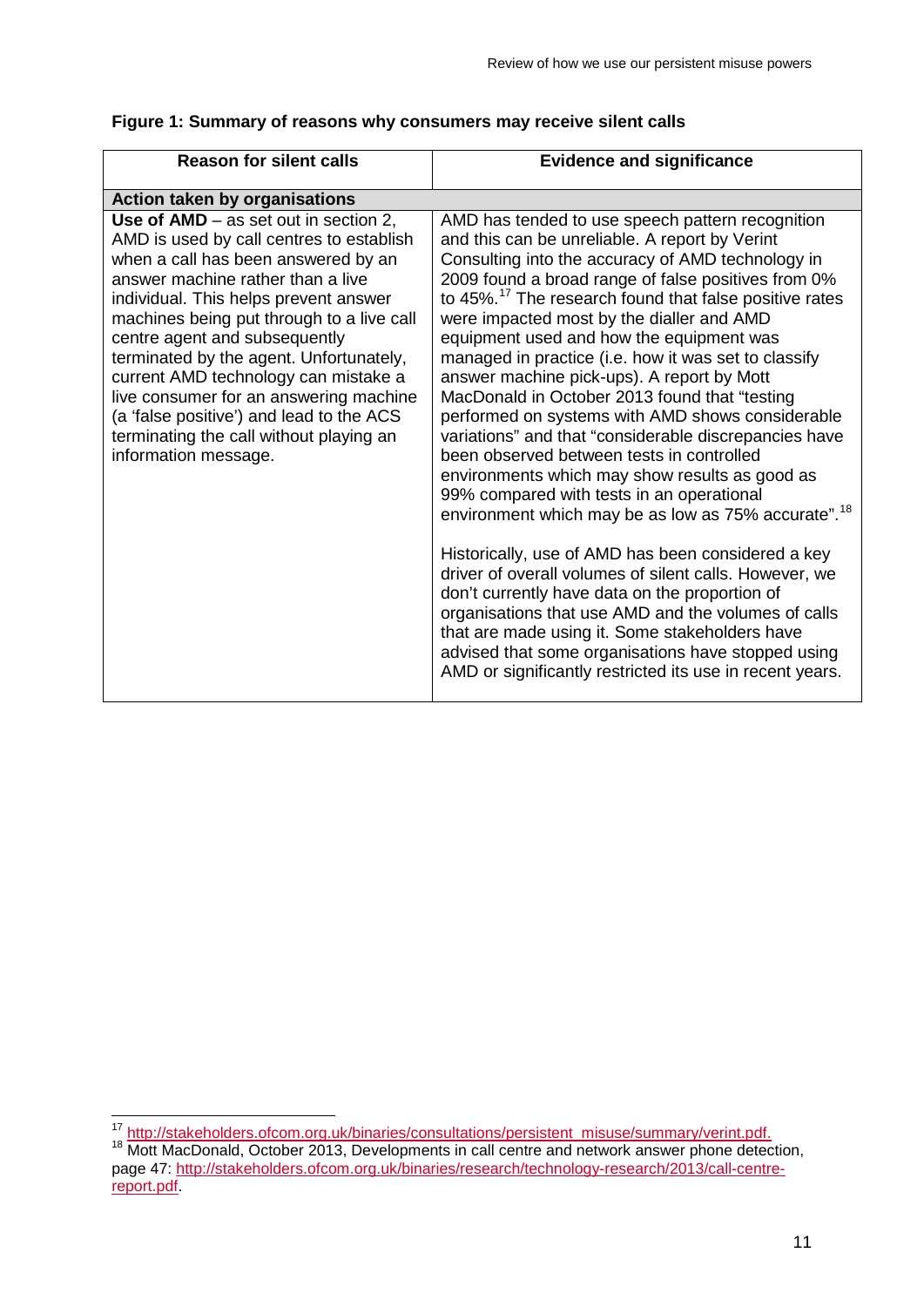**Figure 1: Summary of reasons why consumers may receive silent calls**

| Reason for silent calls | Evidence and significance |
|---|---|
| **Action taken by organisations** | |
| **Use of AMD** – as set out in section 2, AMD is used by call centres to establish when a call has been answered by an answer machine rather than a live individual. This helps prevent answer machines being put through to a live call centre agent and subsequently terminated by the agent. Unfortunately, current AMD technology can mistake a live consumer for an answering machine (a 'false positive') and lead to the ACS terminating the call without playing an information message. | AMD has tended to use speech pattern recognition and this can be unreliable. A report by Verint Consulting into the accuracy of AMD technology in 2009 found a broad range of false positives from 0% to 45%.[17] The research found that false positive rates were impacted most by the dialler and AMD equipment used and how the equipment was managed in practice (i.e. how it was set to classify answer machine pick-ups). A report by Mott MacDonald in October 2013 found that "testing performed on systems with AMD shows considerable variations" and that "considerable discrepancies have been observed between tests in controlled environments which may show results as good as 99% compared with tests in an operational environment which may be as low as 75% accurate".[18]<br><br>Historically, use of AMD has been considered a key driver of overall volumes of silent calls. However, we don't currently have data on the proportion of organisations that use AMD and the volumes of calls that are made using it. Some stakeholders have advised that some organisations have stopped using AMD or significantly restricted its use in recent years. |

[17] http://stakeholders.ofcom.org.uk/binaries/consultations/persistent_misuse/summary/verint.pdf.

[18] Mott MacDonald, October 2013, Developments in call centre and network answer phone detection, page 47: http://stakeholders.ofcom.org.uk/binaries/research/technology-research/2013/call-centre-report.pdf.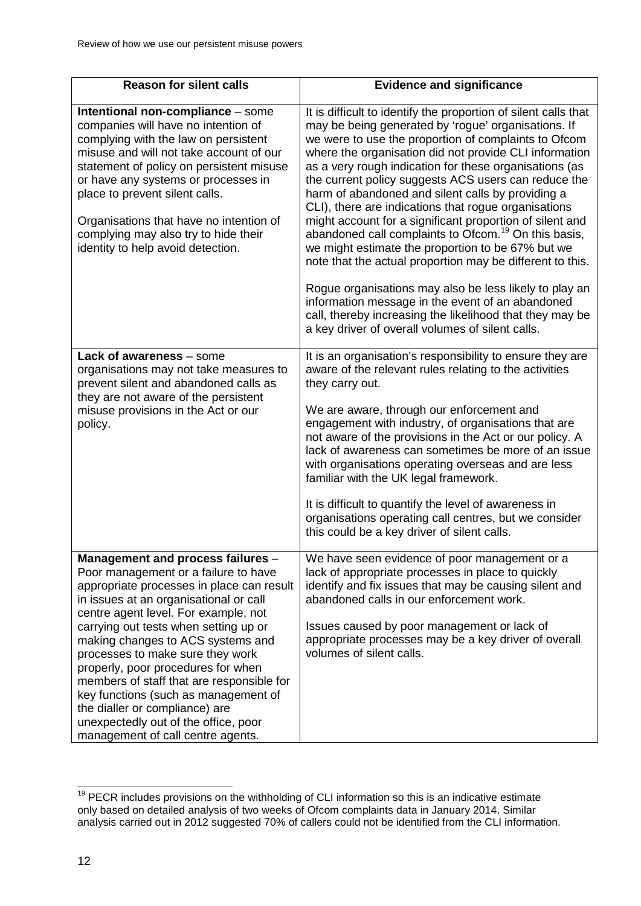| Reason for silent calls | Evidence and significance |
|---|---|
| **Intentional non-compliance** – some companies will have no intention of complying with the law on persistent misuse and will not take account of our statement of policy on persistent misuse or have any systems or processes in place to prevent silent calls.<br><br>Organisations that have no intention of complying may also try to hide their identity to help avoid detection. | It is difficult to identify the proportion of silent calls that may be being generated by 'rogue' organisations. If we were to use the proportion of complaints to Ofcom where the organisation did not provide CLI information as a very rough indication for these organisations (as the current policy suggests ACS users can reduce the harm of abandoned and silent calls by providing a CLI), there are indications that rogue organisations might account for a significant proportion of silent and abandoned call complaints to Ofcom.[19] On this basis, we might estimate the proportion to be 67% but we note that the actual proportion may be different to this.<br><br>Rogue organisations may also be less likely to play an information message in the event of an abandoned call, thereby increasing the likelihood that they may be a key driver of overall volumes of silent calls. |
| **Lack of awareness** – some organisations may not take measures to prevent silent and abandoned calls as they are not aware of the persistent misuse provisions in the Act or our policy. | It is an organisation's responsibility to ensure they are aware of the relevant rules relating to the activities they carry out.<br><br>We are aware, through our enforcement and engagement with industry, of organisations that are not aware of the provisions in the Act or our policy. A lack of awareness can sometimes be more of an issue with organisations operating overseas and are less familiar with the UK legal framework.<br><br>It is difficult to quantify the level of awareness in organisations operating call centres, but we consider this could be a key driver of silent calls. |
| **Management and process failures** – Poor management or a failure to have appropriate processes in place can result in issues at an organisational or call centre agent level. For example, not carrying out tests when setting up or making changes to ACS systems and processes to make sure they work properly, poor procedures for when members of staff that are responsible for key functions (such as management of the dialler or compliance) are unexpectedly out of the office, poor management of call centre agents. | We have seen evidence of poor management or a lack of appropriate processes in place to quickly identify and fix issues that may be causing silent and abandoned calls in our enforcement work.<br><br>Issues caused by poor management or lack of appropriate processes may be a key driver of overall volumes of silent calls. |

[19] PECR includes provisions on the withholding of CLI information so this is an indicative estimate only based on detailed analysis of two weeks of Ofcom complaints data in January 2014. Similar analysis carried out in 2012 suggested 70% of callers could not be identified from the CLI information.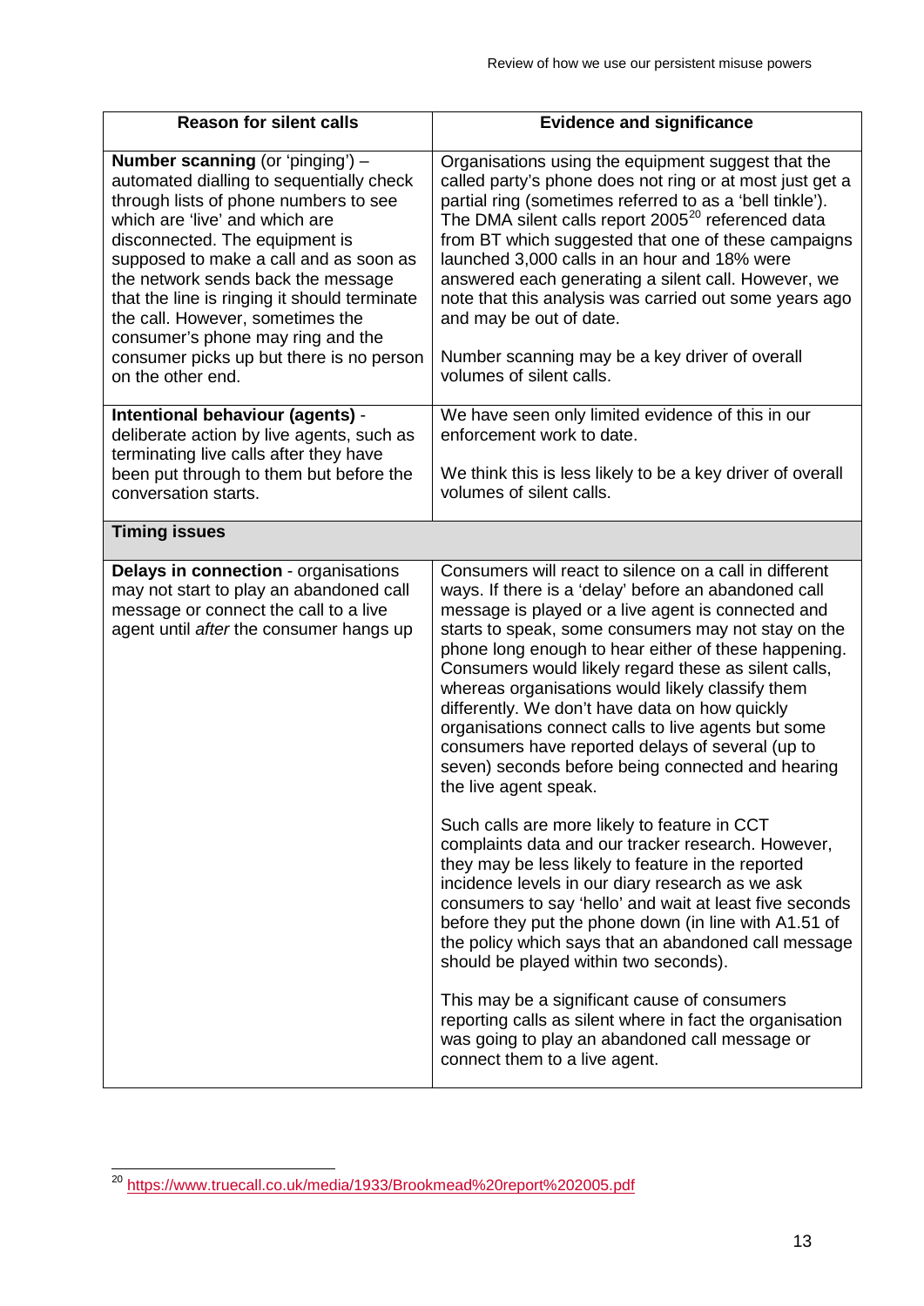| Reason for silent calls | Evidence and significance |
|---|---|
| **Number scanning** (or 'pinging') – automated dialling to sequentially check through lists of phone numbers to see which are 'live' and which are disconnected. The equipment is supposed to make a call and as soon as the network sends back the message that the line is ringing it should terminate the call. However, sometimes the consumer's phone may ring and the consumer picks up but there is no person on the other end. | Organisations using the equipment suggest that the called party's phone does not ring or at most just get a partial ring (sometimes referred to as a 'bell tinkle'). The DMA silent calls report 2005[20] referenced data from BT which suggested that one of these campaigns launched 3,000 calls in an hour and 18% were answered each generating a silent call. However, we note that this analysis was carried out some years ago and may be out of date.<br><br>Number scanning may be a key driver of overall volumes of silent calls. |
| **Intentional behaviour (agents)** - deliberate action by live agents, such as terminating live calls after they have been put through to them but before the conversation starts. | We have seen only limited evidence of this in our enforcement work to date.<br><br>We think this is less likely to be a key driver of overall volumes of silent calls. |
| **Timing issues** | |
| **Delays in connection** - organisations may not start to play an abandoned call message or connect the call to a live agent until *after* the consumer hangs up | Consumers will react to silence on a call in different ways. If there is a 'delay' before an abandoned call message is played or a live agent is connected and starts to speak, some consumers may not stay on the phone long enough to hear either of these happening. Consumers would likely regard these as silent calls, whereas organisations would likely classify them differently. We don't have data on how quickly organisations connect calls to live agents but some consumers have reported delays of several (up to seven) seconds before being connected and hearing the live agent speak.<br><br>Such calls are more likely to feature in CCT complaints data and our tracker research. However, they may be less likely to feature in the reported incidence levels in our diary research as we ask consumers to say 'hello' and wait at least five seconds before they put the phone down (in line with A1.51 of the policy which says that an abandoned call message should be played within two seconds).<br><br>This may be a significant cause of consumers reporting calls as silent where in fact the organisation was going to play an abandoned call message or connect them to a live agent. |

[20] https://www.truecall.co.uk/media/1933/Brookmead%20report%202005.pdf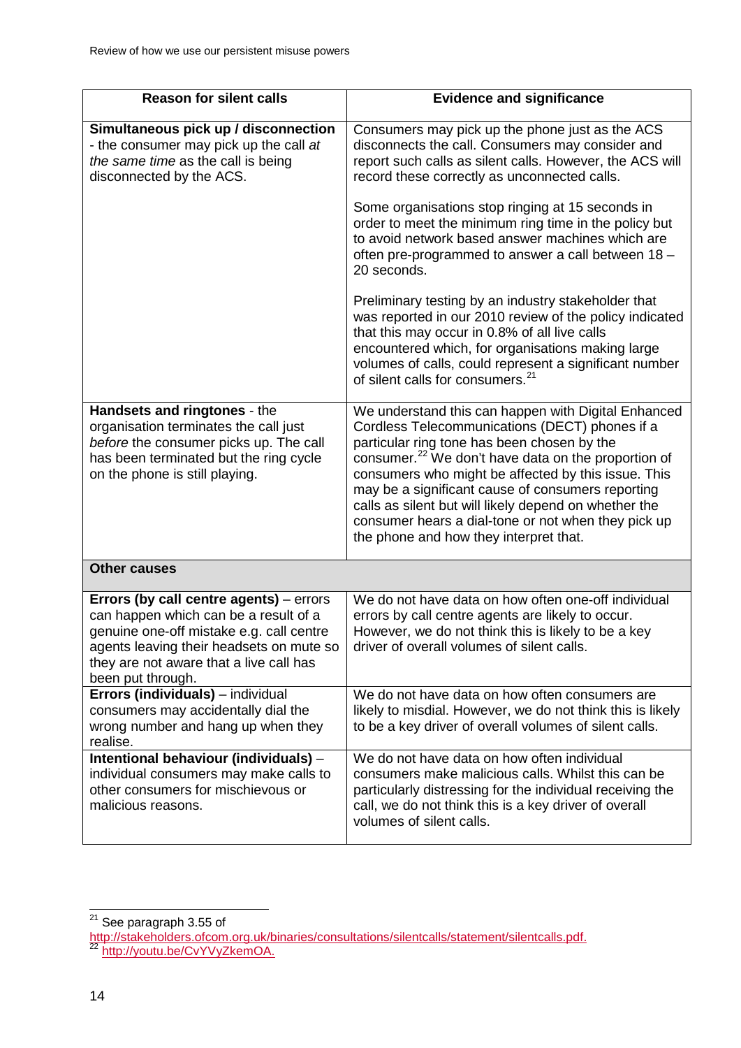| Reason for silent calls | Evidence and significance |
|---|---|
| **Simultaneous pick up / disconnection** - the consumer may pick up the call *at the same time* as the call is being disconnected by the ACS. | Consumers may pick up the phone just as the ACS disconnects the call. Consumers may consider and report such calls as silent calls. However, the ACS will record these correctly as unconnected calls.<br><br>Some organisations stop ringing at 15 seconds in order to meet the minimum ring time in the policy but to avoid network based answer machines which are often pre-programmed to answer a call between 18 – 20 seconds.<br><br>Preliminary testing by an industry stakeholder that was reported in our 2010 review of the policy indicated that this may occur in 0.8% of all live calls encountered which, for organisations making large volumes of calls, could represent a significant number of silent calls for consumers.[21] |
| **Handsets and ringtones** - the organisation terminates the call just *before* the consumer picks up. The call has been terminated but the ring cycle on the phone is still playing. | We understand this can happen with Digital Enhanced Cordless Telecommunications (DECT) phones if a particular ring tone has been chosen by the consumer.[22] We don't have data on the proportion of consumers who might be affected by this issue. This may be a significant cause of consumers reporting calls as silent but will likely depend on whether the consumer hears a dial-tone or not when they pick up the phone and how they interpret that. |
| **Other causes** | |
| **Errors (by call centre agents)** – errors can happen which can be a result of a genuine one-off mistake e.g. call centre agents leaving their headsets on mute so they are not aware that a live call has been put through. | We do not have data on how often one-off individual errors by call centre agents are likely to occur. However, we do not think this is likely to be a key driver of overall volumes of silent calls. |
| **Errors (individuals)** – individual consumers may accidentally dial the wrong number and hang up when they realise. | We do not have data on how often consumers are likely to misdial. However, we do not think this is likely to be a key driver of overall volumes of silent calls. |
| **Intentional behaviour (individuals)** – individual consumers may make calls to other consumers for mischievous or malicious reasons. | We do not have data on how often individual consumers make malicious calls. Whilst this can be particularly distressing for the individual receiving the call, we do not think this is a key driver of overall volumes of silent calls. |

[21] See paragraph 3.55 of http://stakeholders.ofcom.org.uk/binaries/consultations/silentcalls/statement/silentcalls.pdf.

[22] http://youtu.be/CvYVyZkemOA.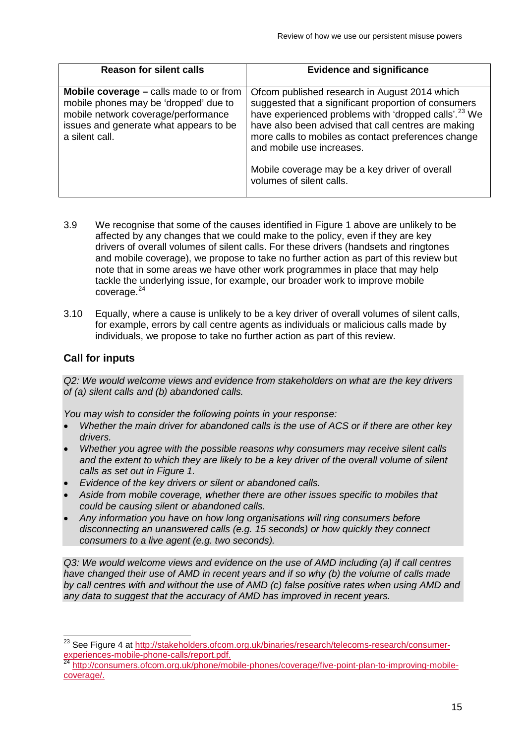| Reason for silent calls | Evidence and significance |
| --- | --- |
| **Mobile coverage –** calls made to or from mobile phones may be 'dropped' due to mobile network coverage/performance issues and generate what appears to be a silent call. | Ofcom published research in August 2014 which suggested that a significant proportion of consumers have experienced problems with 'dropped calls'.[23] We have also been advised that call centres are making more calls to mobiles as contact preferences change and mobile use increases.<br><br>Mobile coverage may be a key driver of overall volumes of silent calls. |

3.9 We recognise that some of the causes identified in Figure 1 above are unlikely to be affected by any changes that we could make to the policy, even if they are key drivers of overall volumes of silent calls. For these drivers (handsets and ringtones and mobile coverage), we propose to take no further action as part of this review but note that in some areas we have other work programmes in place that may help tackle the underlying issue, for example, our broader work to improve mobile coverage.[24]

3.10 Equally, where a cause is unlikely to be a key driver of overall volumes of silent calls, for example, errors by call centre agents as individuals or malicious calls made by individuals, we propose to take no further action as part of this review.

## Call for inputs

*Q2: We would welcome views and evidence from stakeholders on what are the key drivers of (a) silent calls and (b) abandoned calls.*

*You may wish to consider the following points in your response:*

- *Whether the main driver for abandoned calls is the use of ACS or if there are other key drivers.*
- *Whether you agree with the possible reasons why consumers may receive silent calls and the extent to which they are likely to be a key driver of the overall volume of silent calls as set out in Figure 1.*
- *Evidence of the key drivers or silent or abandoned calls.*
- *Aside from mobile coverage, whether there are other issues specific to mobiles that could be causing silent or abandoned calls.*
- *Any information you have on how long organisations will ring consumers before disconnecting an unanswered calls (e.g. 15 seconds) or how quickly they connect consumers to a live agent (e.g. two seconds).*

*Q3: We would welcome views and evidence on the use of AMD including (a) if call centres have changed their use of AMD in recent years and if so why (b) the volume of calls made by call centres with and without the use of AMD (c) false positive rates when using AMD and any data to suggest that the accuracy of AMD has improved in recent years.*

---

[23] See Figure 4 at http://stakeholders.ofcom.org.uk/binaries/research/telecoms-research/consumer-experiences-mobile-phone-calls/report.pdf.

[24] http://consumers.ofcom.org.uk/phone/mobile-phones/coverage/five-point-plan-to-improving-mobile-coverage/.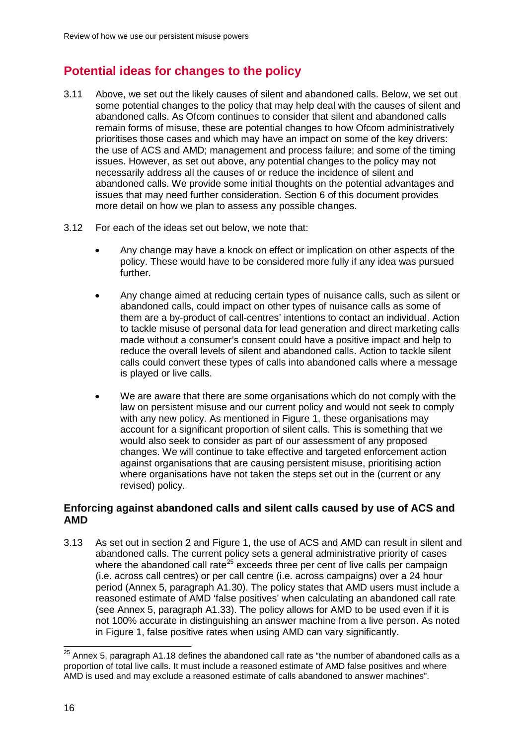## Potential ideas for changes to the policy

3.11 Above, we set out the likely causes of silent and abandoned calls. Below, we set out some potential changes to the policy that may help deal with the causes of silent and abandoned calls. As Ofcom continues to consider that silent and abandoned calls remain forms of misuse, these are potential changes to how Ofcom administratively prioritises those cases and which may have an impact on some of the key drivers: the use of ACS and AMD; management and process failure; and some of the timing issues. However, as set out above, any potential changes to the policy may not necessarily address all the causes of or reduce the incidence of silent and abandoned calls. We provide some initial thoughts on the potential advantages and issues that may need further consideration. Section 6 of this document provides more detail on how we plan to assess any possible changes.

3.12 For each of the ideas set out below, we note that:

- Any change may have a knock on effect or implication on other aspects of the policy. These would have to be considered more fully if any idea was pursued further.
- Any change aimed at reducing certain types of nuisance calls, such as silent or abandoned calls, could impact on other types of nuisance calls as some of them are a by-product of call-centres' intentions to contact an individual. Action to tackle misuse of personal data for lead generation and direct marketing calls made without a consumer's consent could have a positive impact and help to reduce the overall levels of silent and abandoned calls. Action to tackle silent calls could convert these types of calls into abandoned calls where a message is played or live calls.
- We are aware that there are some organisations which do not comply with the law on persistent misuse and our current policy and would not seek to comply with any new policy. As mentioned in Figure 1, these organisations may account for a significant proportion of silent calls. This is something that we would also seek to consider as part of our assessment of any proposed changes. We will continue to take effective and targeted enforcement action against organisations that are causing persistent misuse, prioritising action where organisations have not taken the steps set out in the (current or any revised) policy.

### Enforcing against abandoned calls and silent calls caused by use of ACS and AMD

3.13 As set out in section 2 and Figure 1, the use of ACS and AMD can result in silent and abandoned calls. The current policy sets a general administrative priority of cases where the abandoned call rate[25] exceeds three per cent of live calls per campaign (i.e. across call centres) or per call centre (i.e. across campaigns) over a 24 hour period (Annex 5, paragraph A1.30). The policy states that AMD users must include a reasoned estimate of AMD 'false positives' when calculating an abandoned call rate (see Annex 5, paragraph A1.33). The policy allows for AMD to be used even if it is not 100% accurate in distinguishing an answer machine from a live person. As noted in Figure 1, false positive rates when using AMD can vary significantly.

[25] Annex 5, paragraph A1.18 defines the abandoned call rate as "the number of abandoned calls as a proportion of total live calls. It must include a reasoned estimate of AMD false positives and where AMD is used and may exclude a reasoned estimate of calls abandoned to answer machines".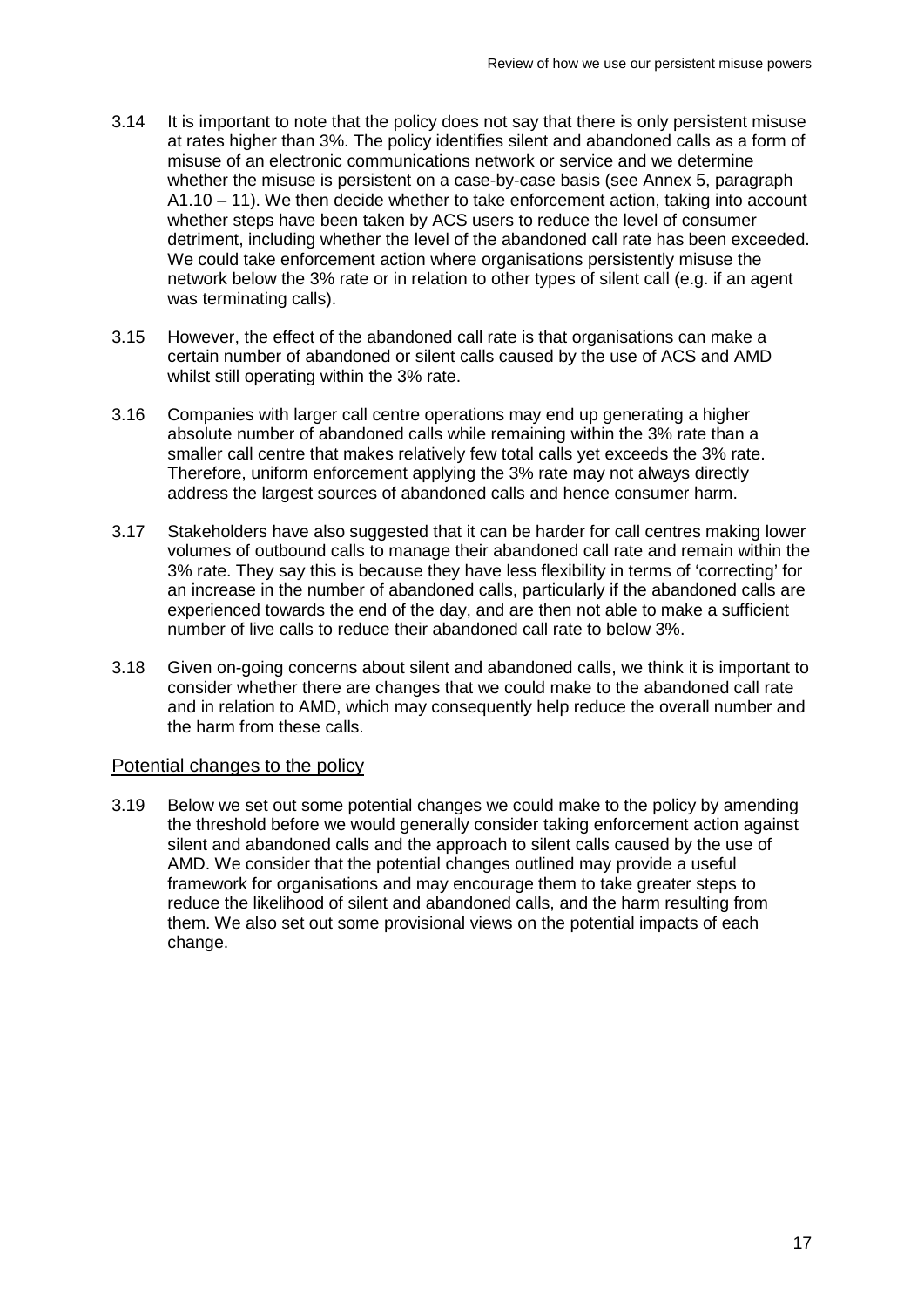3.14 It is important to note that the policy does not say that there is only persistent misuse at rates higher than 3%. The policy identifies silent and abandoned calls as a form of misuse of an electronic communications network or service and we determine whether the misuse is persistent on a case-by-case basis (see Annex 5, paragraph A1.10 – 11). We then decide whether to take enforcement action, taking into account whether steps have been taken by ACS users to reduce the level of consumer detriment, including whether the level of the abandoned call rate has been exceeded. We could take enforcement action where organisations persistently misuse the network below the 3% rate or in relation to other types of silent call (e.g. if an agent was terminating calls).

3.15 However, the effect of the abandoned call rate is that organisations can make a certain number of abandoned or silent calls caused by the use of ACS and AMD whilst still operating within the 3% rate.

3.16 Companies with larger call centre operations may end up generating a higher absolute number of abandoned calls while remaining within the 3% rate than a smaller call centre that makes relatively few total calls yet exceeds the 3% rate. Therefore, uniform enforcement applying the 3% rate may not always directly address the largest sources of abandoned calls and hence consumer harm.

3.17 Stakeholders have also suggested that it can be harder for call centres making lower volumes of outbound calls to manage their abandoned call rate and remain within the 3% rate. They say this is because they have less flexibility in terms of 'correcting' for an increase in the number of abandoned calls, particularly if the abandoned calls are experienced towards the end of the day, and are then not able to make a sufficient number of live calls to reduce their abandoned call rate to below 3%.

3.18 Given on-going concerns about silent and abandoned calls, we think it is important to consider whether there are changes that we could make to the abandoned call rate and in relation to AMD, which may consequently help reduce the overall number and the harm from these calls.

## Potential changes to the policy

3.19 Below we set out some potential changes we could make to the policy by amending the threshold before we would generally consider taking enforcement action against silent and abandoned calls and the approach to silent calls caused by the use of AMD. We consider that the potential changes outlined may provide a useful framework for organisations and may encourage them to take greater steps to reduce the likelihood of silent and abandoned calls, and the harm resulting from them. We also set out some provisional views on the potential impacts of each change.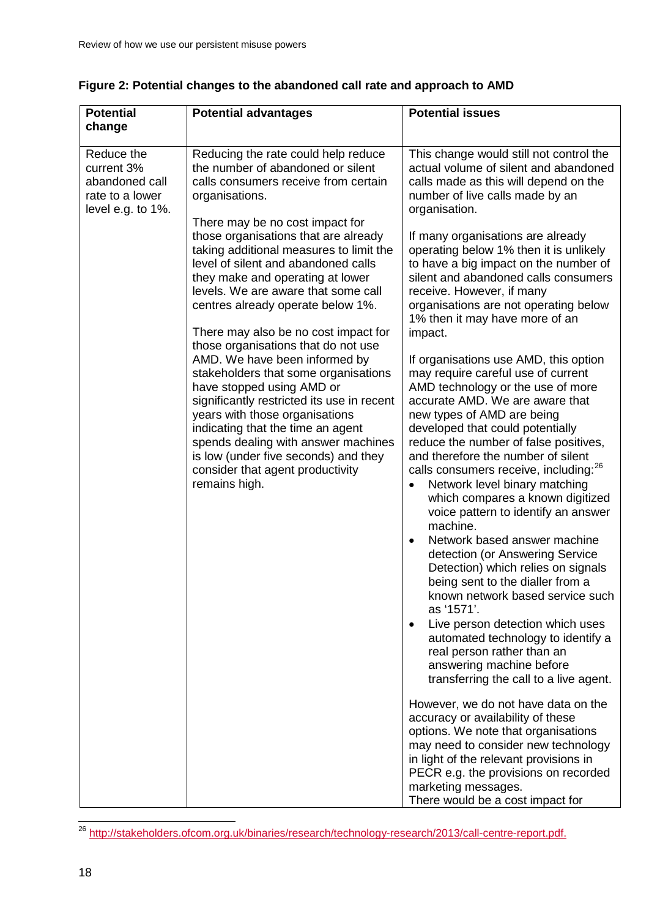**Figure 2: Potential changes to the abandoned call rate and approach to AMD**

| Potential change | Potential advantages | Potential issues |
|---|---|---|
| Reduce the current 3% abandoned call rate to a lower level e.g. to 1%. | Reducing the rate could help reduce the number of abandoned or silent calls consumers receive from certain organisations.<br><br>There may be no cost impact for those organisations that are already taking additional measures to limit the level of silent and abandoned calls they make and operating at lower levels. We are aware that some call centres already operate below 1%.<br><br>There may also be no cost impact for those organisations that do not use AMD. We have been informed by stakeholders that some organisations have stopped using AMD or significantly restricted its use in recent years with those organisations indicating that the time an agent spends dealing with answer machines is low (under five seconds) and they consider that agent productivity remains high. | This change would still not control the actual volume of silent and abandoned calls made as this will depend on the number of live calls made by an organisation.<br><br>If many organisations are already operating below 1% then it is unlikely to have a big impact on the number of silent and abandoned calls consumers receive. However, if many organisations are not operating below 1% then it may have more of an impact.<br><br>If organisations use AMD, this option may require careful use of current AMD technology or the use of more accurate AMD. We are aware that new types of AMD are being developed that could potentially reduce the number of false positives, and therefore the number of silent calls consumers receive, including:[26]<br>• Network level binary matching which compares a known digitized voice pattern to identify an answer machine.<br>• Network based answer machine detection (or Answering Service Detection) which relies on signals being sent to the dialler from a known network based service such as '1571'.<br>• Live person detection which uses automated technology to identify a real person rather than an answering machine before transferring the call to a live agent.<br><br>However, we do not have data on the accuracy or availability of these options. We note that organisations may need to consider new technology in light of the relevant provisions in PECR e.g. the provisions on recorded marketing messages.<br>There would be a cost impact for |

[26] http://stakeholders.ofcom.org.uk/binaries/research/technology-research/2013/call-centre-report.pdf.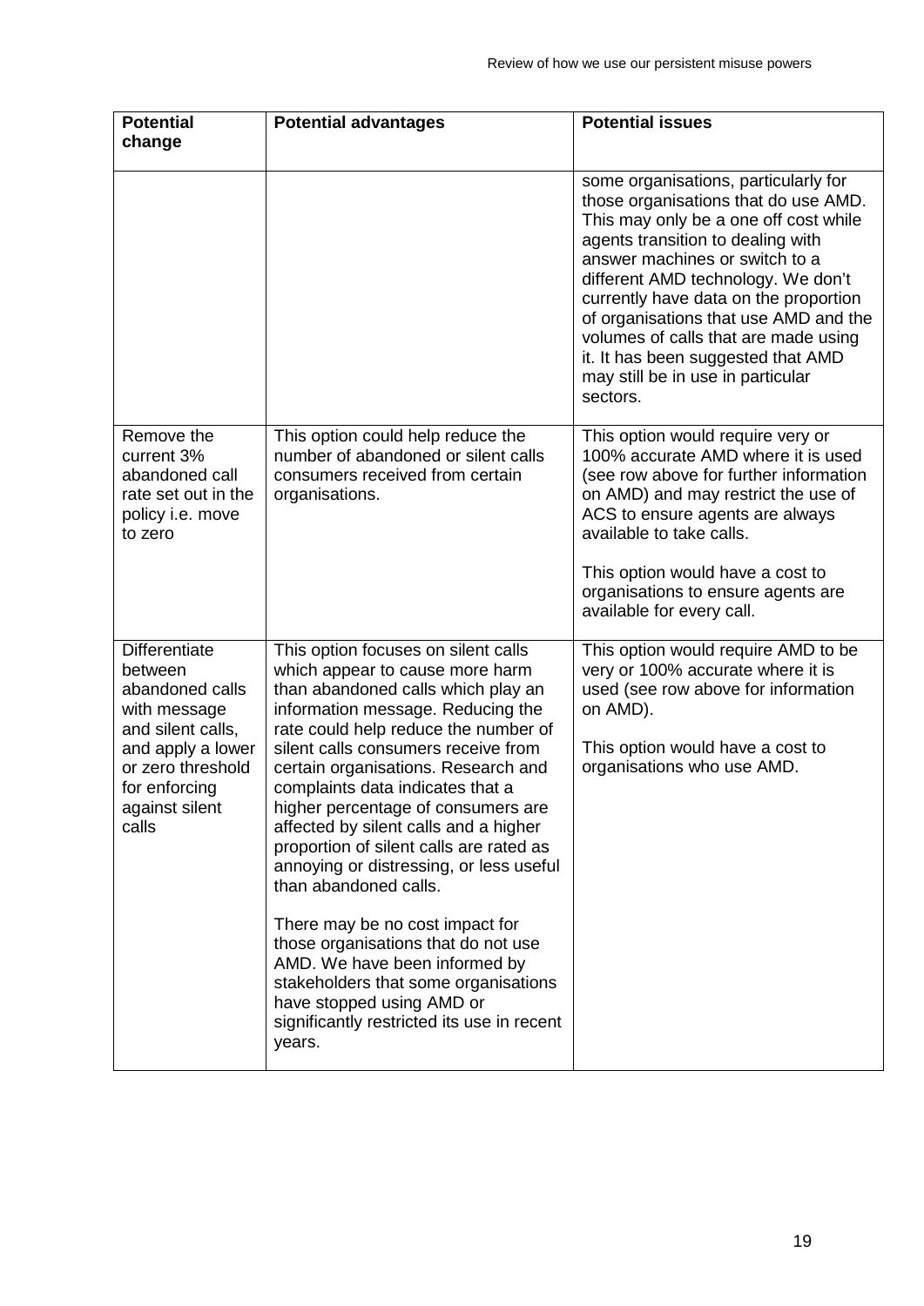| Potential change | Potential advantages | Potential issues |
| --- | --- | --- |
| | | some organisations, particularly for those organisations that do use AMD. This may only be a one off cost while agents transition to dealing with answer machines or switch to a different AMD technology. We don't currently have data on the proportion of organisations that use AMD and the volumes of calls that are made using it. It has been suggested that AMD may still be in use in particular sectors. |
| Remove the current 3% abandoned call rate set out in the policy i.e. move to zero | This option could help reduce the number of abandoned or silent calls consumers received from certain organisations. | This option would require very or 100% accurate AMD where it is used (see row above for further information on AMD) and may restrict the use of ACS to ensure agents are always available to take calls.<br><br>This option would have a cost to organisations to ensure agents are available for every call. |
| Differentiate between abandoned calls with message and silent calls, and apply a lower or zero threshold for enforcing against silent calls | This option focuses on silent calls which appear to cause more harm than abandoned calls which play an information message. Reducing the rate could help reduce the number of silent calls consumers receive from certain organisations. Research and complaints data indicates that a higher percentage of consumers are affected by silent calls and a higher proportion of silent calls are rated as annoying or distressing, or less useful than abandoned calls.<br><br>There may be no cost impact for those organisations that do not use AMD. We have been informed by stakeholders that some organisations have stopped using AMD or significantly restricted its use in recent years. | This option would require AMD to be very or 100% accurate where it is used (see row above for information on AMD).<br><br>This option would have a cost to organisations who use AMD. |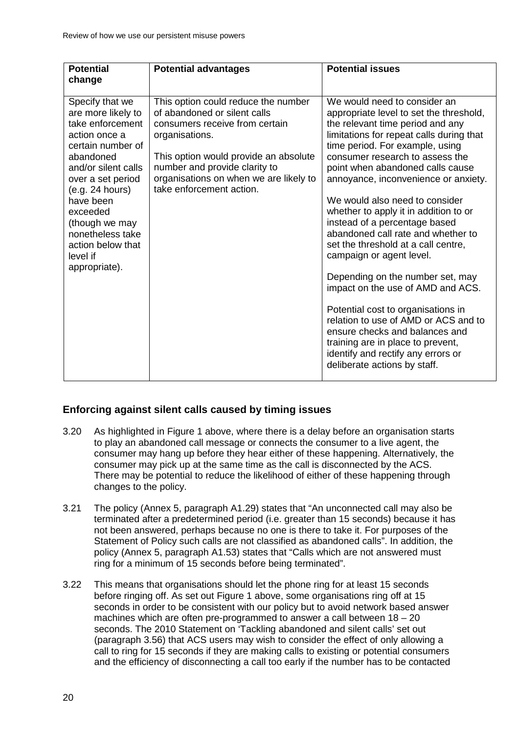| Potential change | Potential advantages | Potential issues |
|---|---|---|
| Specify that we are more likely to take enforcement action once a certain number of abandoned and/or silent calls over a set period (e.g. 24 hours) have been exceeded (though we may nonetheless take action below that level if appropriate). | This option could reduce the number of abandoned or silent calls consumers receive from certain organisations.<br><br>This option would provide an absolute number and provide clarity to organisations on when we are likely to take enforcement action. | We would need to consider an appropriate level to set the threshold, the relevant time period and any limitations for repeat calls during that time period. For example, using consumer research to assess the point when abandoned calls cause annoyance, inconvenience or anxiety.<br><br>We would also need to consider whether to apply it in addition to or instead of a percentage based abandoned call rate and whether to set the threshold at a call centre, campaign or agent level.<br><br>Depending on the number set, may impact on the use of AMD and ACS.<br><br>Potential cost to organisations in relation to use of AMD or ACS and to ensure checks and balances and training are in place to prevent, identify and rectify any errors or deliberate actions by staff. |

### Enforcing against silent calls caused by timing issues

3.20 As highlighted in Figure 1 above, where there is a delay before an organisation starts to play an abandoned call message or connects the consumer to a live agent, the consumer may hang up before they hear either of these happening. Alternatively, the consumer may pick up at the same time as the call is disconnected by the ACS. There may be potential to reduce the likelihood of either of these happening through changes to the policy.

3.21 The policy (Annex 5, paragraph A1.29) states that "An unconnected call may also be terminated after a predetermined period (i.e. greater than 15 seconds) because it has not been answered, perhaps because no one is there to take it. For purposes of the Statement of Policy such calls are not classified as abandoned calls". In addition, the policy (Annex 5, paragraph A1.53) states that "Calls which are not answered must ring for a minimum of 15 seconds before being terminated".

3.22 This means that organisations should let the phone ring for at least 15 seconds before ringing off. As set out Figure 1 above, some organisations ring off at 15 seconds in order to be consistent with our policy but to avoid network based answer machines which are often pre-programmed to answer a call between 18 – 20 seconds. The 2010 Statement on 'Tackling abandoned and silent calls' set out (paragraph 3.56) that ACS users may wish to consider the effect of only allowing a call to ring for 15 seconds if they are making calls to existing or potential consumers and the efficiency of disconnecting a call too early if the number has to be contacted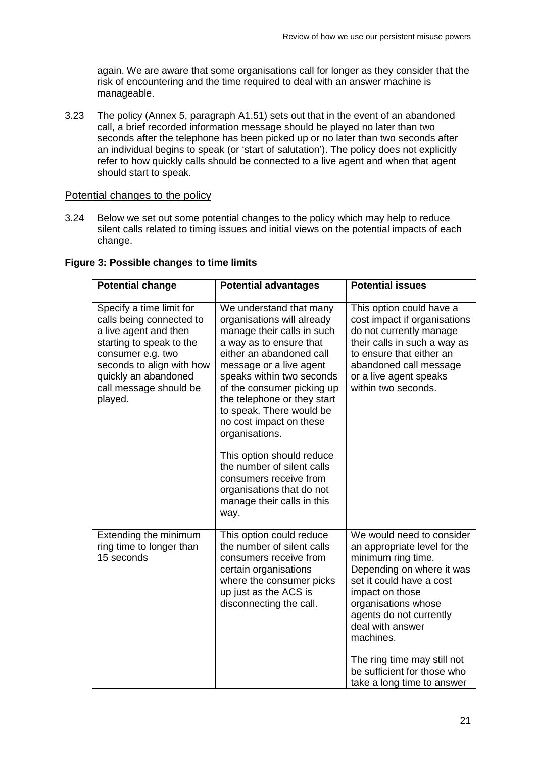again. We are aware that some organisations call for longer as they consider that the risk of encountering and the time required to deal with an answer machine is manageable.

3.23 The policy (Annex 5, paragraph A1.51) sets out that in the event of an abandoned call, a brief recorded information message should be played no later than two seconds after the telephone has been picked up or no later than two seconds after an individual begins to speak (or 'start of salutation'). The policy does not explicitly refer to how quickly calls should be connected to a live agent and when that agent should start to speak.

## Potential changes to the policy

3.24 Below we set out some potential changes to the policy which may help to reduce silent calls related to timing issues and initial views on the potential impacts of each change.

**Figure 3: Possible changes to time limits**

| Potential change | Potential advantages | Potential issues |
|---|---|---|
| Specify a time limit for calls being connected to a live agent and then starting to speak to the consumer e.g. two seconds to align with how quickly an abandoned call message should be played. | We understand that many organisations will already manage their calls in such a way as to ensure that either an abandoned call message or a live agent speaks within two seconds of the consumer picking up the telephone or they start to speak. There would be no cost impact on these organisations.<br><br>This option should reduce the number of silent calls consumers receive from organisations that do not manage their calls in this way. | This option could have a cost impact if organisations do not currently manage their calls in such a way as to ensure that either an abandoned call message or a live agent speaks within two seconds. |
| Extending the minimum ring time to longer than 15 seconds | This option could reduce the number of silent calls consumers receive from certain organisations where the consumer picks up just as the ACS is disconnecting the call. | We would need to consider an appropriate level for the minimum ring time. Depending on where it was set it could have a cost impact on those organisations whose agents do not currently deal with answer machines.<br><br>The ring time may still not be sufficient for those who take a long time to answer |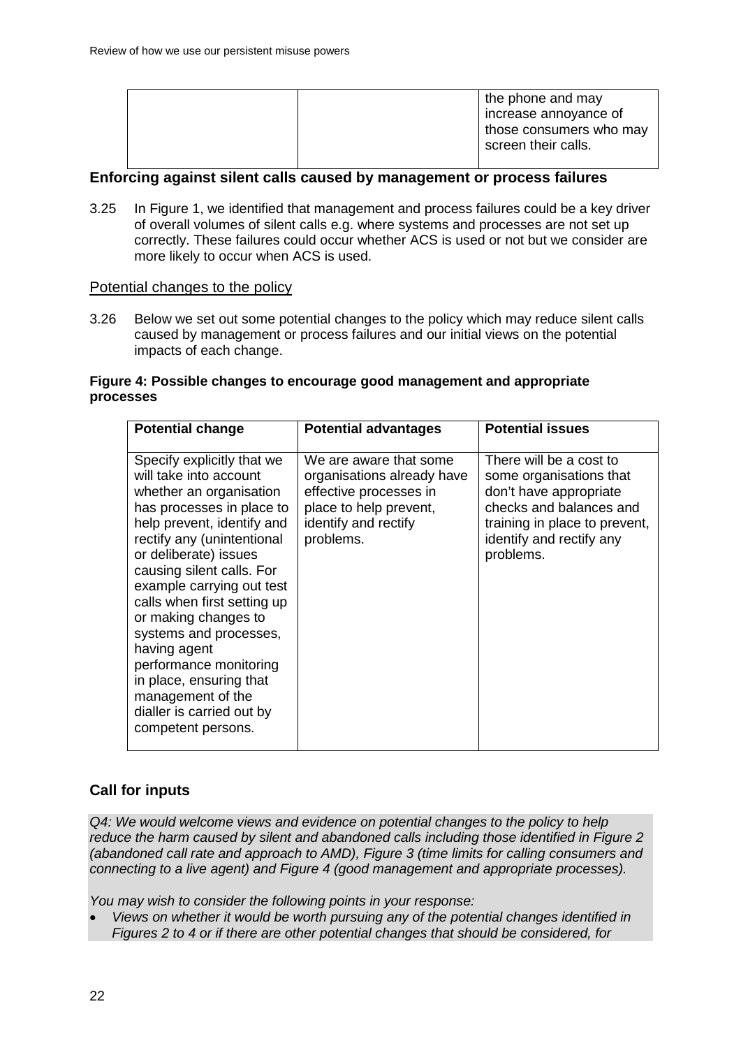| | | the phone and may increase annoyance of those consumers who may screen their calls. |
|---|---|---|

### Enforcing against silent calls caused by management or process failures

3.25 In Figure 1, we identified that management and process failures could be a key driver of overall volumes of silent calls e.g. where systems and processes are not set up correctly. These failures could occur whether ACS is used or not but we consider are more likely to occur when ACS is used.

#### Potential changes to the policy

3.26 Below we set out some potential changes to the policy which may reduce silent calls caused by management or process failures and our initial views on the potential impacts of each change.

**Figure 4: Possible changes to encourage good management and appropriate processes**

| Potential change | Potential advantages | Potential issues |
|---|---|---|
| Specify explicitly that we will take into account whether an organisation has processes in place to help prevent, identify and rectify any (unintentional or deliberate) issues causing silent calls. For example carrying out test calls when first setting up or making changes to systems and processes, having agent performance monitoring in place, ensuring that management of the dialler is carried out by competent persons. | We are aware that some organisations already have effective processes in place to help prevent, identify and rectify problems. | There will be a cost to some organisations that don't have appropriate checks and balances and training in place to prevent, identify and rectify any problems. |

### Call for inputs

*Q4: We would welcome views and evidence on potential changes to the policy to help reduce the harm caused by silent and abandoned calls including those identified in Figure 2 (abandoned call rate and approach to AMD), Figure 3 (time limits for calling consumers and connecting to a live agent) and Figure 4 (good management and appropriate processes).*

*You may wish to consider the following points in your response:*

- *Views on whether it would be worth pursuing any of the potential changes identified in Figures 2 to 4 or if there are other potential changes that should be considered, for*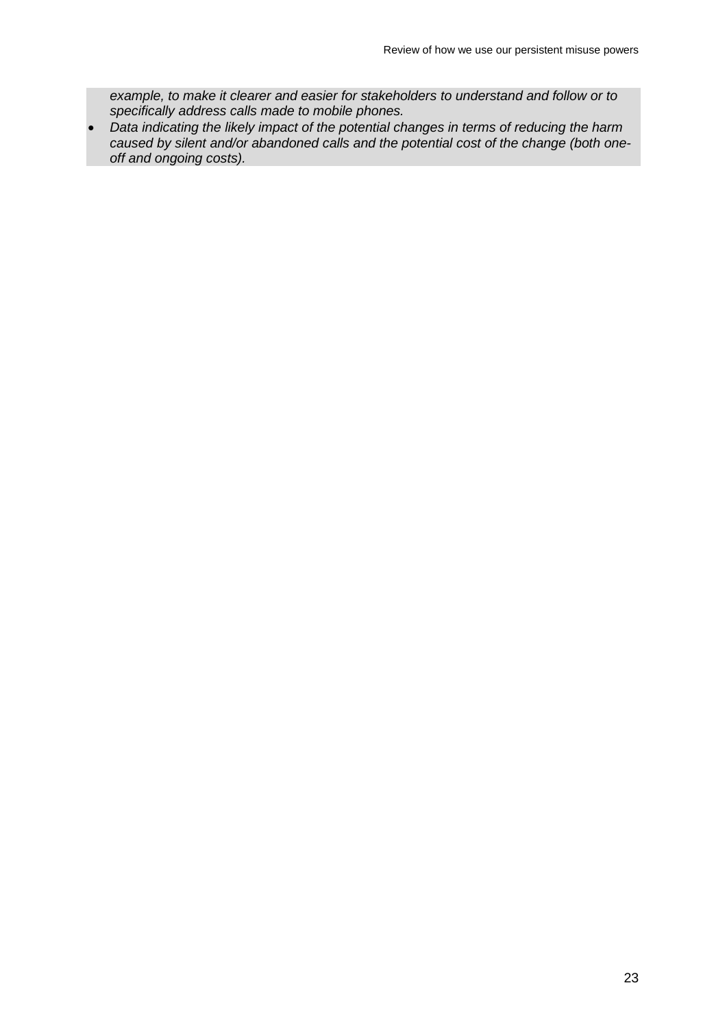*example, to make it clearer and easier for stakeholders to understand and follow or to specifically address calls made to mobile phones.*

- *Data indicating the likely impact of the potential changes in terms of reducing the harm caused by silent and/or abandoned calls and the potential cost of the change (both one-off and ongoing costs).*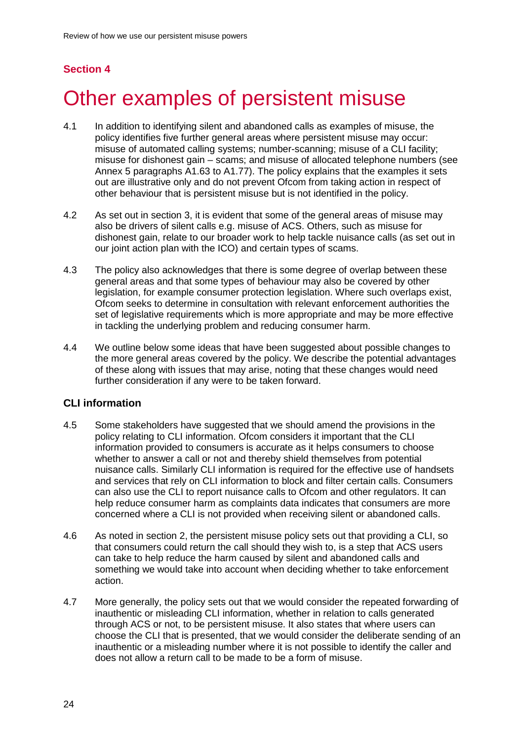## Section 4

# Other examples of persistent misuse

4.1 In addition to identifying silent and abandoned calls as examples of misuse, the policy identifies five further general areas where persistent misuse may occur: misuse of automated calling systems; number-scanning; misuse of a CLI facility; misuse for dishonest gain – scams; and misuse of allocated telephone numbers (see Annex 5 paragraphs A1.63 to A1.77). The policy explains that the examples it sets out are illustrative only and do not prevent Ofcom from taking action in respect of other behaviour that is persistent misuse but is not identified in the policy.

4.2 As set out in section 3, it is evident that some of the general areas of misuse may also be drivers of silent calls e.g. misuse of ACS. Others, such as misuse for dishonest gain, relate to our broader work to help tackle nuisance calls (as set out in our joint action plan with the ICO) and certain types of scams.

4.3 The policy also acknowledges that there is some degree of overlap between these general areas and that some types of behaviour may also be covered by other legislation, for example consumer protection legislation. Where such overlaps exist, Ofcom seeks to determine in consultation with relevant enforcement authorities the set of legislative requirements which is more appropriate and may be more effective in tackling the underlying problem and reducing consumer harm.

4.4 We outline below some ideas that have been suggested about possible changes to the more general areas covered by the policy. We describe the potential advantages of these along with issues that may arise, noting that these changes would need further consideration if any were to be taken forward.

### CLI information

4.5 Some stakeholders have suggested that we should amend the provisions in the policy relating to CLI information. Ofcom considers it important that the CLI information provided to consumers is accurate as it helps consumers to choose whether to answer a call or not and thereby shield themselves from potential nuisance calls. Similarly CLI information is required for the effective use of handsets and services that rely on CLI information to block and filter certain calls. Consumers can also use the CLI to report nuisance calls to Ofcom and other regulators. It can help reduce consumer harm as complaints data indicates that consumers are more concerned where a CLI is not provided when receiving silent or abandoned calls.

4.6 As noted in section 2, the persistent misuse policy sets out that providing a CLI, so that consumers could return the call should they wish to, is a step that ACS users can take to help reduce the harm caused by silent and abandoned calls and something we would take into account when deciding whether to take enforcement action.

4.7 More generally, the policy sets out that we would consider the repeated forwarding of inauthentic or misleading CLI information, whether in relation to calls generated through ACS or not, to be persistent misuse. It also states that where users can choose the CLI that is presented, that we would consider the deliberate sending of an inauthentic or a misleading number where it is not possible to identify the caller and does not allow a return call to be made to be a form of misuse.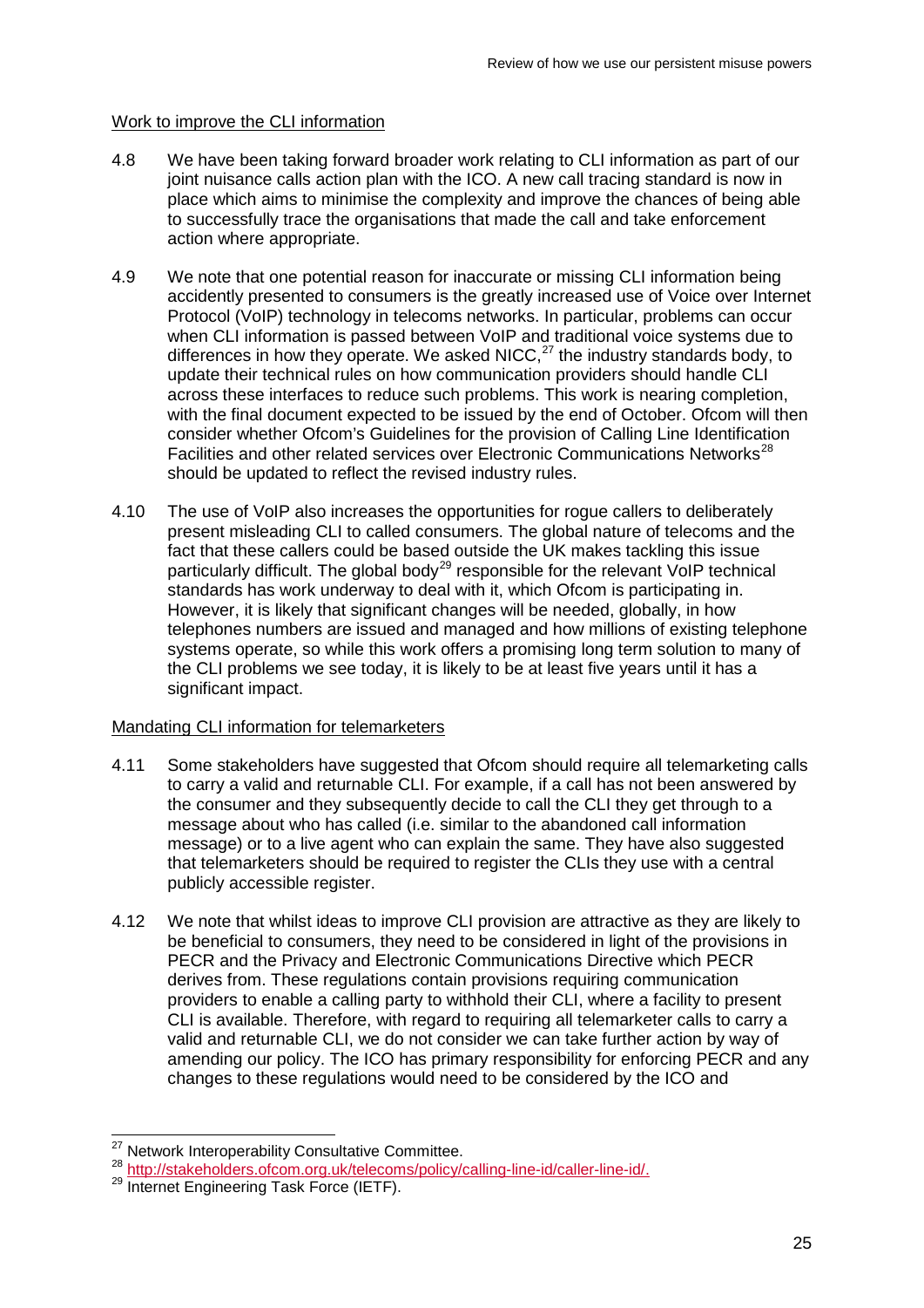Work to improve the CLI information

4.8 We have been taking forward broader work relating to CLI information as part of our joint nuisance calls action plan with the ICO. A new call tracing standard is now in place which aims to minimise the complexity and improve the chances of being able to successfully trace the organisations that made the call and take enforcement action where appropriate.

4.9 We note that one potential reason for inaccurate or missing CLI information being accidently presented to consumers is the greatly increased use of Voice over Internet Protocol (VoIP) technology in telecoms networks. In particular, problems can occur when CLI information is passed between VoIP and traditional voice systems due to differences in how they operate. We asked NICC,[27] the industry standards body, to update their technical rules on how communication providers should handle CLI across these interfaces to reduce such problems. This work is nearing completion, with the final document expected to be issued by the end of October. Ofcom will then consider whether Ofcom's Guidelines for the provision of Calling Line Identification Facilities and other related services over Electronic Communications Networks[28] should be updated to reflect the revised industry rules.

4.10 The use of VoIP also increases the opportunities for rogue callers to deliberately present misleading CLI to called consumers. The global nature of telecoms and the fact that these callers could be based outside the UK makes tackling this issue particularly difficult. The global body[29] responsible for the relevant VoIP technical standards has work underway to deal with it, which Ofcom is participating in. However, it is likely that significant changes will be needed, globally, in how telephones numbers are issued and managed and how millions of existing telephone systems operate, so while this work offers a promising long term solution to many of the CLI problems we see today, it is likely to be at least five years until it has a significant impact.

Mandating CLI information for telemarketers

4.11 Some stakeholders have suggested that Ofcom should require all telemarketing calls to carry a valid and returnable CLI. For example, if a call has not been answered by the consumer and they subsequently decide to call the CLI they get through to a message about who has called (i.e. similar to the abandoned call information message) or to a live agent who can explain the same. They have also suggested that telemarketers should be required to register the CLIs they use with a central publicly accessible register.

4.12 We note that whilst ideas to improve CLI provision are attractive as they are likely to be beneficial to consumers, they need to be considered in light of the provisions in PECR and the Privacy and Electronic Communications Directive which PECR derives from. These regulations contain provisions requiring communication providers to enable a calling party to withhold their CLI, where a facility to present CLI is available. Therefore, with regard to requiring all telemarketer calls to carry a valid and returnable CLI, we do not consider we can take further action by way of amending our policy. The ICO has primary responsibility for enforcing PECR and any changes to these regulations would need to be considered by the ICO and

---

[27] Network Interoperability Consultative Committee.

[28] http://stakeholders.ofcom.org.uk/telecoms/policy/calling-line-id/caller-line-id/.

[29] Internet Engineering Task Force (IETF).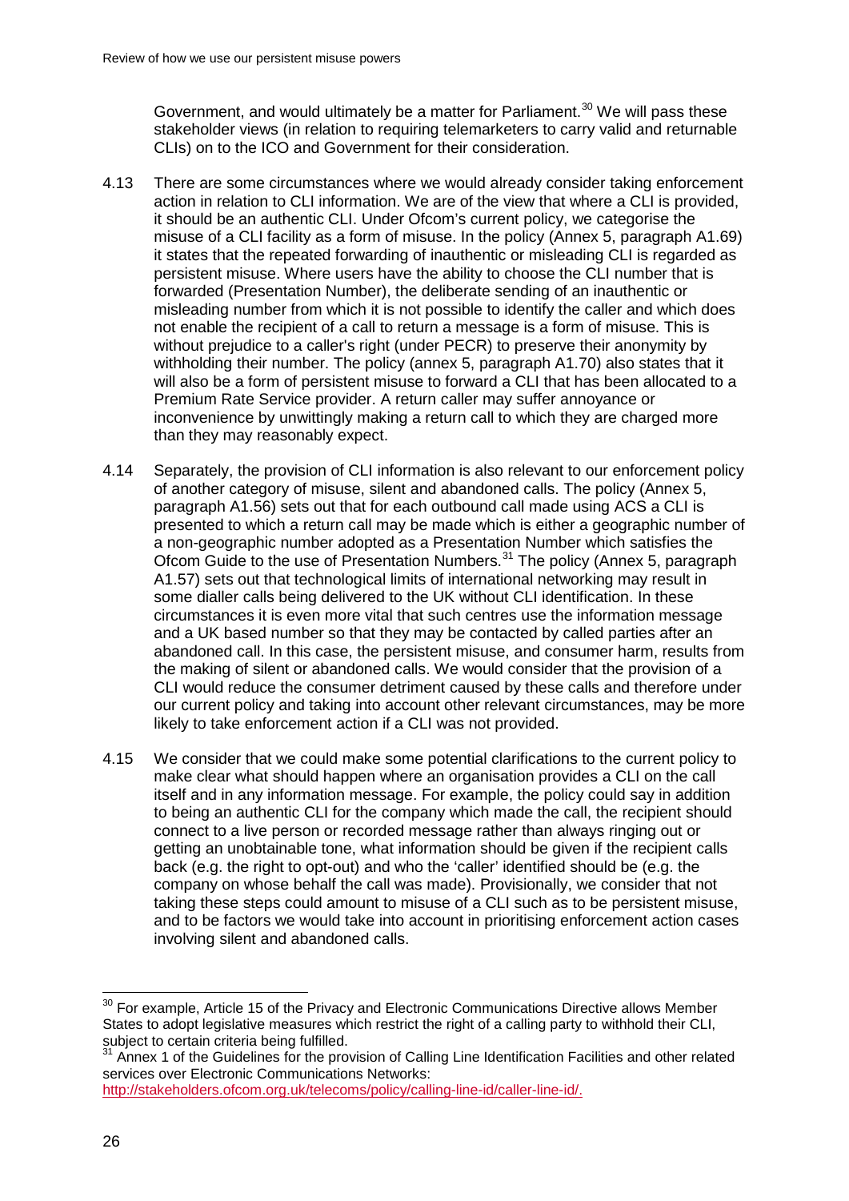Government, and would ultimately be a matter for Parliament.[30] We will pass these stakeholder views (in relation to requiring telemarketers to carry valid and returnable CLIs) on to the ICO and Government for their consideration.

4.13 There are some circumstances where we would already consider taking enforcement action in relation to CLI information. We are of the view that where a CLI is provided, it should be an authentic CLI. Under Ofcom's current policy, we categorise the misuse of a CLI facility as a form of misuse. In the policy (Annex 5, paragraph A1.69) it states that the repeated forwarding of inauthentic or misleading CLI is regarded as persistent misuse. Where users have the ability to choose the CLI number that is forwarded (Presentation Number), the deliberate sending of an inauthentic or misleading number from which it is not possible to identify the caller and which does not enable the recipient of a call to return a message is a form of misuse. This is without prejudice to a caller's right (under PECR) to preserve their anonymity by withholding their number. The policy (annex 5, paragraph A1.70) also states that it will also be a form of persistent misuse to forward a CLI that has been allocated to a Premium Rate Service provider. A return caller may suffer annoyance or inconvenience by unwittingly making a return call to which they are charged more than they may reasonably expect.

4.14 Separately, the provision of CLI information is also relevant to our enforcement policy of another category of misuse, silent and abandoned calls. The policy (Annex 5, paragraph A1.56) sets out that for each outbound call made using ACS a CLI is presented to which a return call may be made which is either a geographic number of a non-geographic number adopted as a Presentation Number which satisfies the Ofcom Guide to the use of Presentation Numbers.[31] The policy (Annex 5, paragraph A1.57) sets out that technological limits of international networking may result in some dialler calls being delivered to the UK without CLI identification. In these circumstances it is even more vital that such centres use the information message and a UK based number so that they may be contacted by called parties after an abandoned call. In this case, the persistent misuse, and consumer harm, results from the making of silent or abandoned calls. We would consider that the provision of a CLI would reduce the consumer detriment caused by these calls and therefore under our current policy and taking into account other relevant circumstances, may be more likely to take enforcement action if a CLI was not provided.

4.15 We consider that we could make some potential clarifications to the current policy to make clear what should happen where an organisation provides a CLI on the call itself and in any information message. For example, the policy could say in addition to being an authentic CLI for the company which made the call, the recipient should connect to a live person or recorded message rather than always ringing out or getting an unobtainable tone, what information should be given if the recipient calls back (e.g. the right to opt-out) and who the 'caller' identified should be (e.g. the company on whose behalf the call was made). Provisionally, we consider that not taking these steps could amount to misuse of a CLI such as to be persistent misuse, and to be factors we would take into account in prioritising enforcement action cases involving silent and abandoned calls.

---

[30] For example, Article 15 of the Privacy and Electronic Communications Directive allows Member States to adopt legislative measures which restrict the right of a calling party to withhold their CLI, subject to certain criteria being fulfilled.

[31] Annex 1 of the Guidelines for the provision of Calling Line Identification Facilities and other related services over Electronic Communications Networks: http://stakeholders.ofcom.org.uk/telecoms/policy/calling-line-id/caller-line-id/.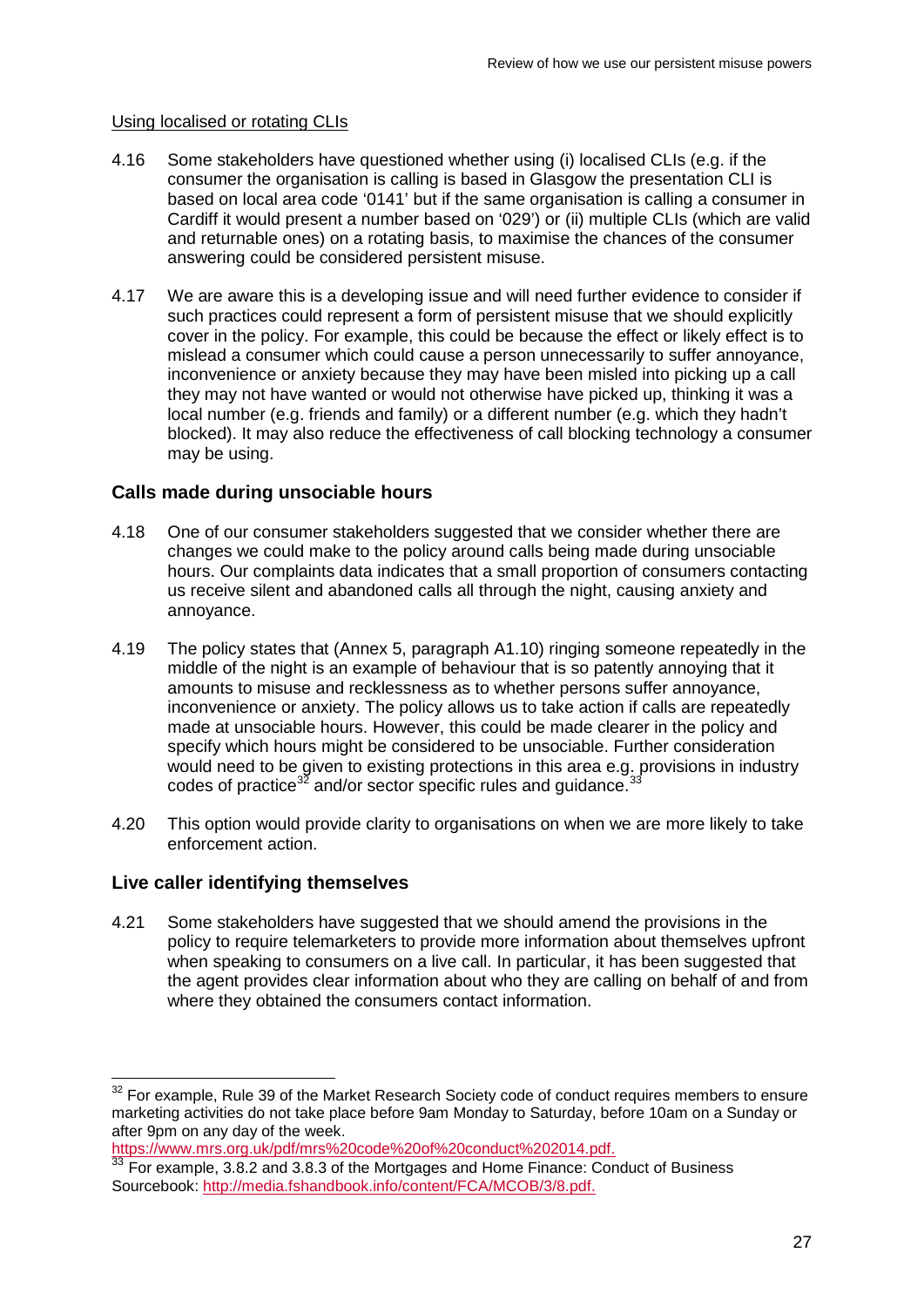Using localised or rotating CLIs

4.16 Some stakeholders have questioned whether using (i) localised CLIs (e.g. if the consumer the organisation is calling is based in Glasgow the presentation CLI is based on local area code '0141' but if the same organisation is calling a consumer in Cardiff it would present a number based on '029') or (ii) multiple CLIs (which are valid and returnable ones) on a rotating basis, to maximise the chances of the consumer answering could be considered persistent misuse.

4.17 We are aware this is a developing issue and will need further evidence to consider if such practices could represent a form of persistent misuse that we should explicitly cover in the policy. For example, this could be because the effect or likely effect is to mislead a consumer which could cause a person unnecessarily to suffer annoyance, inconvenience or anxiety because they may have been misled into picking up a call they may not have wanted or would not otherwise have picked up, thinking it was a local number (e.g. friends and family) or a different number (e.g. which they hadn't blocked). It may also reduce the effectiveness of call blocking technology a consumer may be using.

### Calls made during unsociable hours

4.18 One of our consumer stakeholders suggested that we consider whether there are changes we could make to the policy around calls being made during unsociable hours. Our complaints data indicates that a small proportion of consumers contacting us receive silent and abandoned calls all through the night, causing anxiety and annoyance.

4.19 The policy states that (Annex 5, paragraph A1.10) ringing someone repeatedly in the middle of the night is an example of behaviour that is so patently annoying that it amounts to misuse and recklessness as to whether persons suffer annoyance, inconvenience or anxiety. The policy allows us to take action if calls are repeatedly made at unsociable hours. However, this could be made clearer in the policy and specify which hours might be considered to be unsociable. Further consideration would need to be given to existing protections in this area e.g. provisions in industry codes of practice[32] and/or sector specific rules and guidance.[33]

4.20 This option would provide clarity to organisations on when we are more likely to take enforcement action.

### Live caller identifying themselves

4.21 Some stakeholders have suggested that we should amend the provisions in the policy to require telemarketers to provide more information about themselves upfront when speaking to consumers on a live call. In particular, it has been suggested that the agent provides clear information about who they are calling on behalf of and from where they obtained the consumers contact information.

---

[32] For example, Rule 39 of the Market Research Society code of conduct requires members to ensure marketing activities do not take place before 9am Monday to Saturday, before 10am on a Sunday or after 9pm on any day of the week. https://www.mrs.org.uk/pdf/mrs%20code%20of%20conduct%202014.pdf.

[33] For example, 3.8.2 and 3.8.3 of the Mortgages and Home Finance: Conduct of Business Sourcebook: http://media.fshandbook.info/content/FCA/MCOB/3/8.pdf.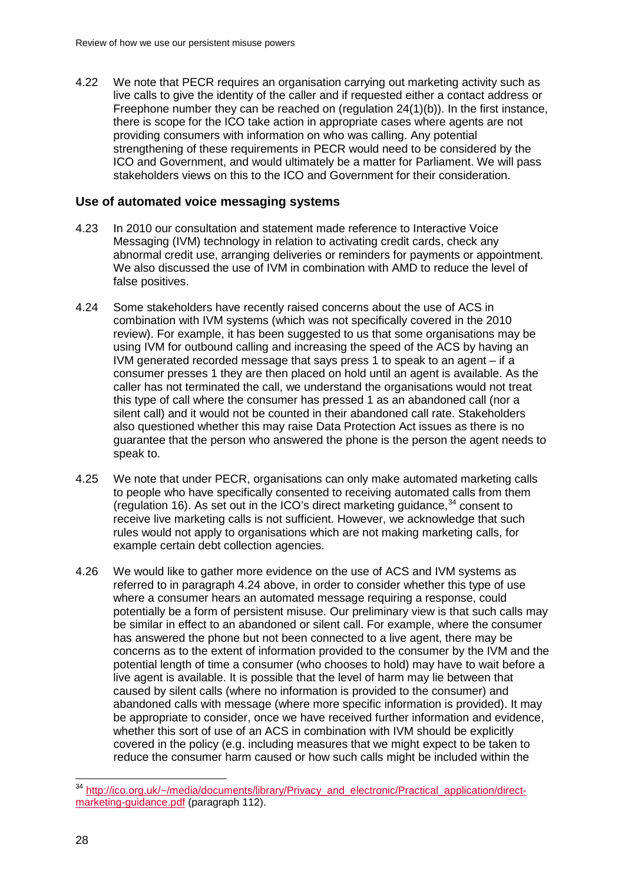4.22 We note that PECR requires an organisation carrying out marketing activity such as live calls to give the identity of the caller and if requested either a contact address or Freephone number they can be reached on (regulation 24(1)(b)). In the first instance, there is scope for the ICO take action in appropriate cases where agents are not providing consumers with information on who was calling. Any potential strengthening of these requirements in PECR would need to be considered by the ICO and Government, and would ultimately be a matter for Parliament. We will pass stakeholders views on this to the ICO and Government for their consideration.

### Use of automated voice messaging systems

4.23 In 2010 our consultation and statement made reference to Interactive Voice Messaging (IVM) technology in relation to activating credit cards, check any abnormal credit use, arranging deliveries or reminders for payments or appointment. We also discussed the use of IVM in combination with AMD to reduce the level of false positives.

4.24 Some stakeholders have recently raised concerns about the use of ACS in combination with IVM systems (which was not specifically covered in the 2010 review). For example, it has been suggested to us that some organisations may be using IVM for outbound calling and increasing the speed of the ACS by having an IVM generated recorded message that says press 1 to speak to an agent – if a consumer presses 1 they are then placed on hold until an agent is available. As the caller has not terminated the call, we understand the organisations would not treat this type of call where the consumer has pressed 1 as an abandoned call (nor a silent call) and it would not be counted in their abandoned call rate. Stakeholders also questioned whether this may raise Data Protection Act issues as there is no guarantee that the person who answered the phone is the person the agent needs to speak to.

4.25 We note that under PECR, organisations can only make automated marketing calls to people who have specifically consented to receiving automated calls from them (regulation 16). As set out in the ICO's direct marketing guidance,[34] consent to receive live marketing calls is not sufficient. However, we acknowledge that such rules would not apply to organisations which are not making marketing calls, for example certain debt collection agencies.

4.26 We would like to gather more evidence on the use of ACS and IVM systems as referred to in paragraph 4.24 above, in order to consider whether this type of use where a consumer hears an automated message requiring a response, could potentially be a form of persistent misuse. Our preliminary view is that such calls may be similar in effect to an abandoned or silent call. For example, where the consumer has answered the phone but not been connected to a live agent, there may be concerns as to the extent of information provided to the consumer by the IVM and the potential length of time a consumer (who chooses to hold) may have to wait before a live agent is available. It is possible that the level of harm may lie between that caused by silent calls (where no information is provided to the consumer) and abandoned calls with message (where more specific information is provided). It may be appropriate to consider, once we have received further information and evidence, whether this sort of use of an ACS in combination with IVM should be explicitly covered in the policy (e.g. including measures that we might expect to be taken to reduce the consumer harm caused or how such calls might be included within the

---

[34] http://ico.org.uk/~/media/documents/library/Privacy_and_electronic/Practical_application/direct-marketing-guidance.pdf (paragraph 112).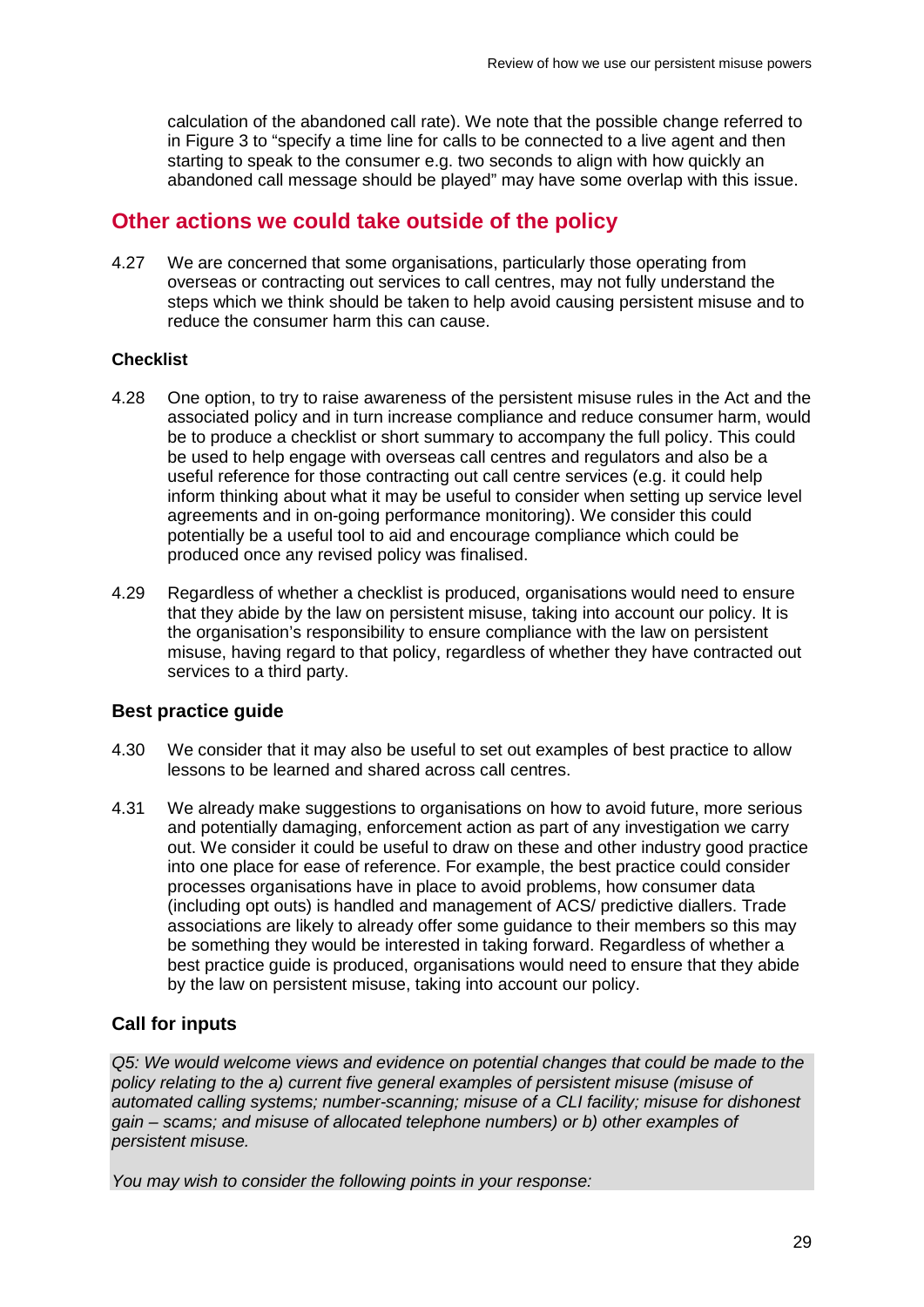calculation of the abandoned call rate). We note that the possible change referred to in Figure 3 to "specify a time line for calls to be connected to a live agent and then starting to speak to the consumer e.g. two seconds to align with how quickly an abandoned call message should be played" may have some overlap with this issue.

## Other actions we could take outside of the policy

4.27 We are concerned that some organisations, particularly those operating from overseas or contracting out services to call centres, may not fully understand the steps which we think should be taken to help avoid causing persistent misuse and to reduce the consumer harm this can cause.

#### Checklist

4.28 One option, to try to raise awareness of the persistent misuse rules in the Act and the associated policy and in turn increase compliance and reduce consumer harm, would be to produce a checklist or short summary to accompany the full policy. This could be used to help engage with overseas call centres and regulators and also be a useful reference for those contracting out call centre services (e.g. it could help inform thinking about what it may be useful to consider when setting up service level agreements and in on-going performance monitoring). We consider this could potentially be a useful tool to aid and encourage compliance which could be produced once any revised policy was finalised.

4.29 Regardless of whether a checklist is produced, organisations would need to ensure that they abide by the law on persistent misuse, taking into account our policy. It is the organisation's responsibility to ensure compliance with the law on persistent misuse, having regard to that policy, regardless of whether they have contracted out services to a third party.

### Best practice guide

4.30 We consider that it may also be useful to set out examples of best practice to allow lessons to be learned and shared across call centres.

4.31 We already make suggestions to organisations on how to avoid future, more serious and potentially damaging, enforcement action as part of any investigation we carry out. We consider it could be useful to draw on these and other industry good practice into one place for ease of reference. For example, the best practice could consider processes organisations have in place to avoid problems, how consumer data (including opt outs) is handled and management of ACS/ predictive diallers. Trade associations are likely to already offer some guidance to their members so this may be something they would be interested in taking forward. Regardless of whether a best practice guide is produced, organisations would need to ensure that they abide by the law on persistent misuse, taking into account our policy.

### Call for inputs

*Q5: We would welcome views and evidence on potential changes that could be made to the policy relating to the a) current five general examples of persistent misuse (misuse of automated calling systems; number-scanning; misuse of a CLI facility; misuse for dishonest gain – scams; and misuse of allocated telephone numbers) or b) other examples of persistent misuse.*

*You may wish to consider the following points in your response:*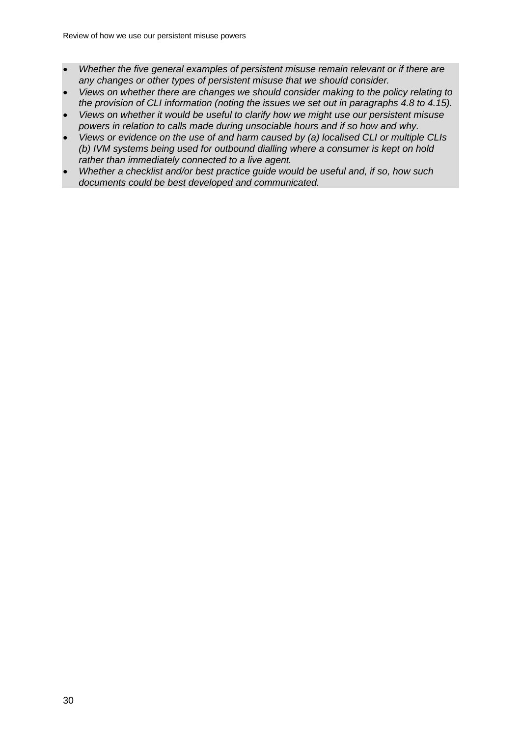- *Whether the five general examples of persistent misuse remain relevant or if there are any changes or other types of persistent misuse that we should consider.*
- *Views on whether there are changes we should consider making to the policy relating to the provision of CLI information (noting the issues we set out in paragraphs 4.8 to 4.15).*
- *Views on whether it would be useful to clarify how we might use our persistent misuse powers in relation to calls made during unsociable hours and if so how and why.*
- *Views or evidence on the use of and harm caused by (a) localised CLI or multiple CLIs (b) IVM systems being used for outbound dialling where a consumer is kept on hold rather than immediately connected to a live agent.*
- *Whether a checklist and/or best practice guide would be useful and, if so, how such documents could be best developed and communicated.*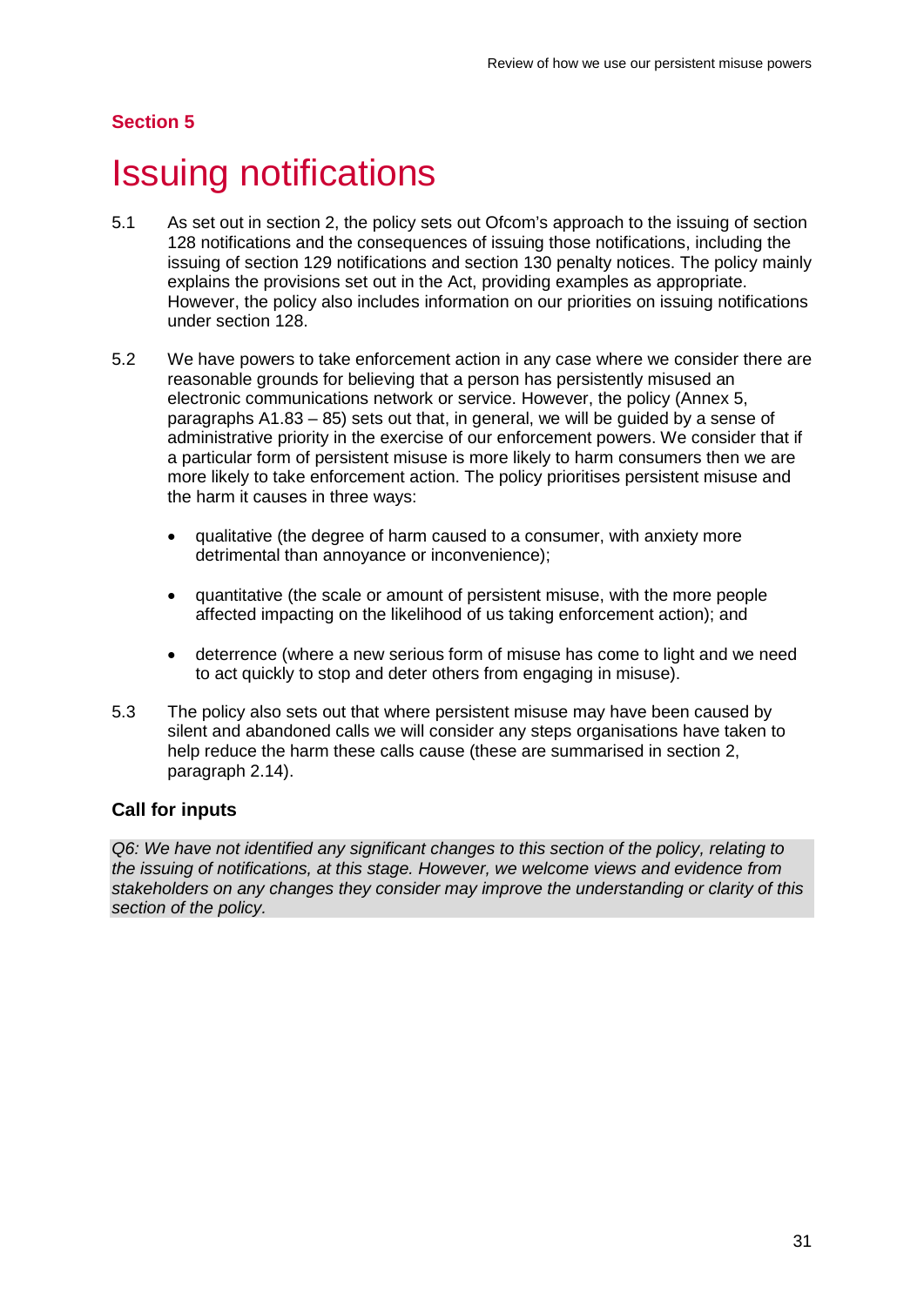**Section 5**

# Issuing notifications

5.1 As set out in section 2, the policy sets out Ofcom's approach to the issuing of section 128 notifications and the consequences of issuing those notifications, including the issuing of section 129 notifications and section 130 penalty notices. The policy mainly explains the provisions set out in the Act, providing examples as appropriate. However, the policy also includes information on our priorities on issuing notifications under section 128.

5.2 We have powers to take enforcement action in any case where we consider there are reasonable grounds for believing that a person has persistently misused an electronic communications network or service. However, the policy (Annex 5, paragraphs A1.83 – 85) sets out that, in general, we will be guided by a sense of administrative priority in the exercise of our enforcement powers. We consider that if a particular form of persistent misuse is more likely to harm consumers then we are more likely to take enforcement action. The policy prioritises persistent misuse and the harm it causes in three ways:

- qualitative (the degree of harm caused to a consumer, with anxiety more detrimental than annoyance or inconvenience);
- quantitative (the scale or amount of persistent misuse, with the more people affected impacting on the likelihood of us taking enforcement action); and
- deterrence (where a new serious form of misuse has come to light and we need to act quickly to stop and deter others from engaging in misuse).

5.3 The policy also sets out that where persistent misuse may have been caused by silent and abandoned calls we will consider any steps organisations have taken to help reduce the harm these calls cause (these are summarised in section 2, paragraph 2.14).

### Call for inputs

*Q6: We have not identified any significant changes to this section of the policy, relating to the issuing of notifications, at this stage. However, we welcome views and evidence from stakeholders on any changes they consider may improve the understanding or clarity of this section of the policy.*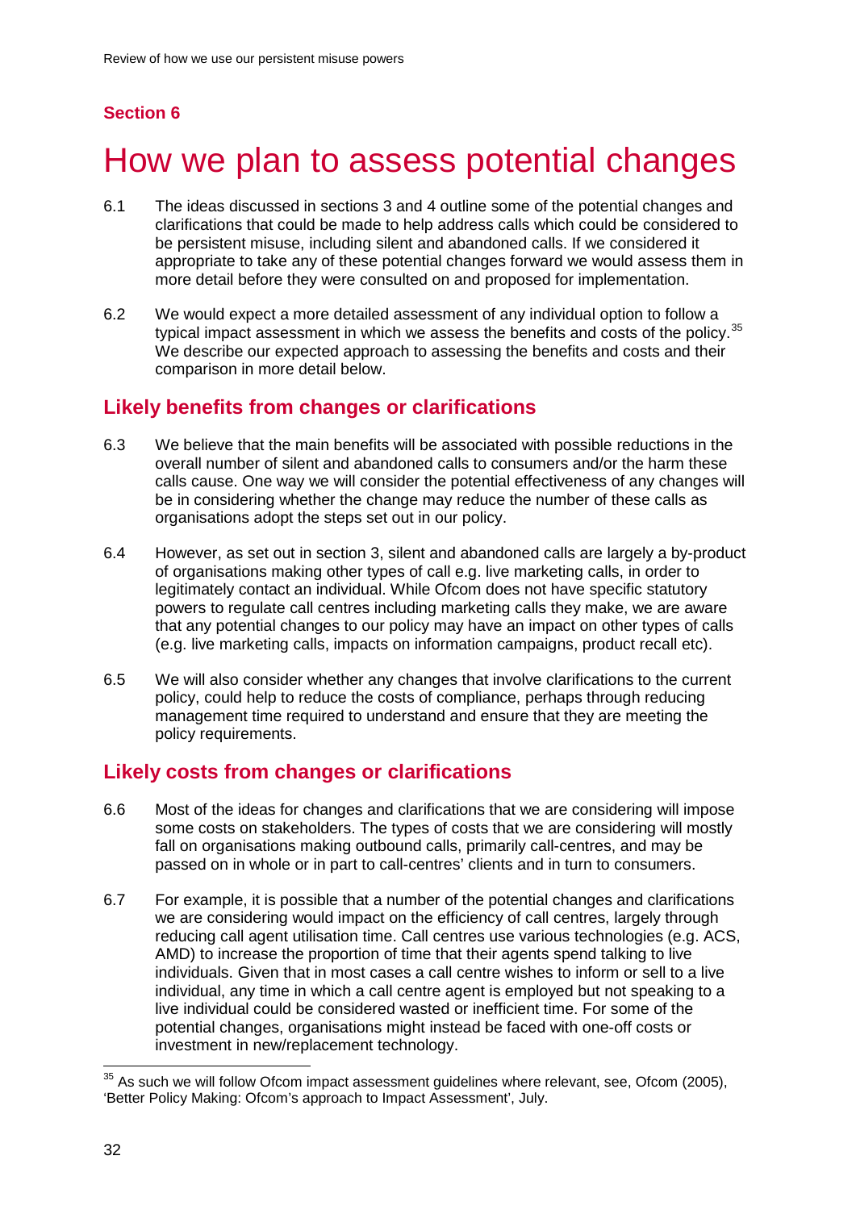## Section 6

# How we plan to assess potential changes

6.1 The ideas discussed in sections 3 and 4 outline some of the potential changes and clarifications that could be made to help address calls which could be considered to be persistent misuse, including silent and abandoned calls. If we considered it appropriate to take any of these potential changes forward we would assess them in more detail before they were consulted on and proposed for implementation.

6.2 We would expect a more detailed assessment of any individual option to follow a typical impact assessment in which we assess the benefits and costs of the policy.[35] We describe our expected approach to assessing the benefits and costs and their comparison in more detail below.

## Likely benefits from changes or clarifications

6.3 We believe that the main benefits will be associated with possible reductions in the overall number of silent and abandoned calls to consumers and/or the harm these calls cause. One way we will consider the potential effectiveness of any changes will be in considering whether the change may reduce the number of these calls as organisations adopt the steps set out in our policy.

6.4 However, as set out in section 3, silent and abandoned calls are largely a by-product of organisations making other types of call e.g. live marketing calls, in order to legitimately contact an individual. While Ofcom does not have specific statutory powers to regulate call centres including marketing calls they make, we are aware that any potential changes to our policy may have an impact on other types of calls (e.g. live marketing calls, impacts on information campaigns, product recall etc).

6.5 We will also consider whether any changes that involve clarifications to the current policy, could help to reduce the costs of compliance, perhaps through reducing management time required to understand and ensure that they are meeting the policy requirements.

## Likely costs from changes or clarifications

6.6 Most of the ideas for changes and clarifications that we are considering will impose some costs on stakeholders. The types of costs that we are considering will mostly fall on organisations making outbound calls, primarily call-centres, and may be passed on in whole or in part to call-centres' clients and in turn to consumers.

6.7 For example, it is possible that a number of the potential changes and clarifications we are considering would impact on the efficiency of call centres, largely through reducing call agent utilisation time. Call centres use various technologies (e.g. ACS, AMD) to increase the proportion of time that their agents spend talking to live individuals. Given that in most cases a call centre wishes to inform or sell to a live individual, any time in which a call centre agent is employed but not speaking to a live individual could be considered wasted or inefficient time. For some of the potential changes, organisations might instead be faced with one-off costs or investment in new/replacement technology.

[35] As such we will follow Ofcom impact assessment guidelines where relevant, see, Ofcom (2005), 'Better Policy Making: Ofcom's approach to Impact Assessment', July.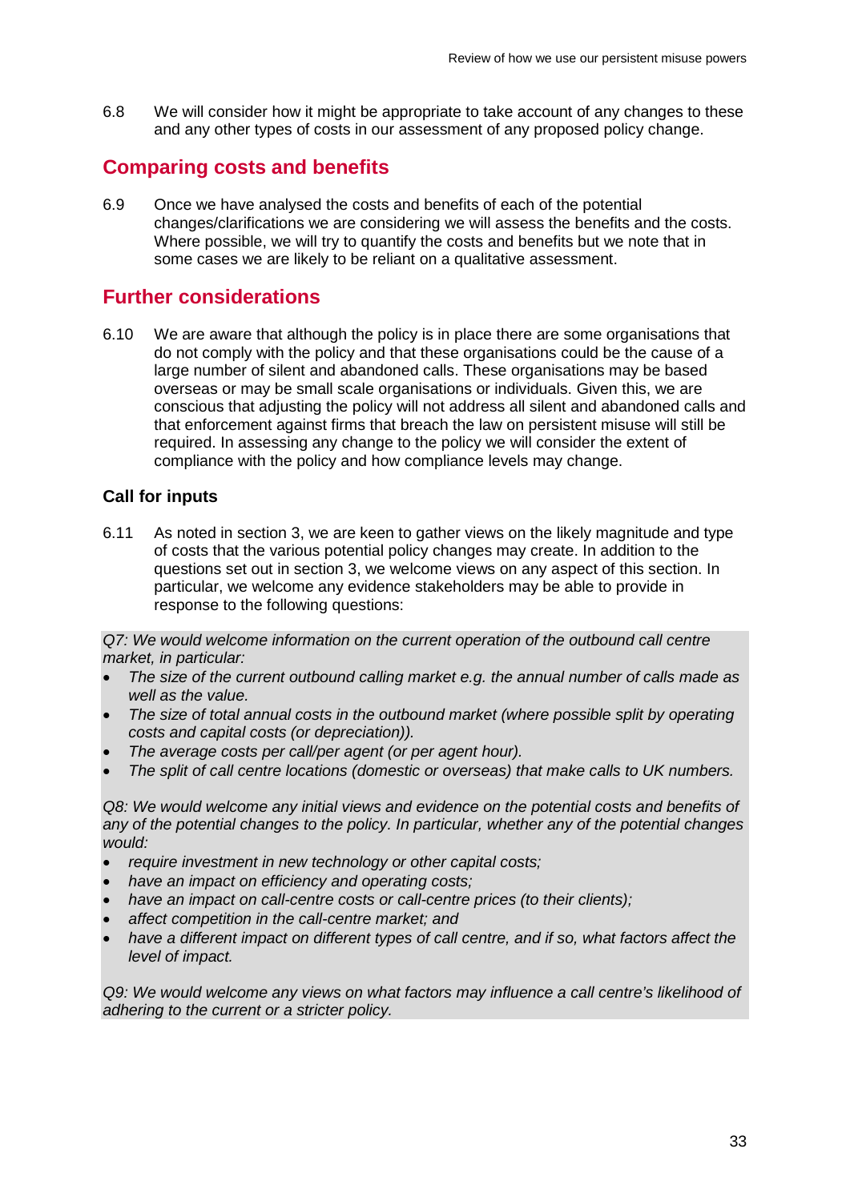6.8 We will consider how it might be appropriate to take account of any changes to these and any other types of costs in our assessment of any proposed policy change.

## Comparing costs and benefits

6.9 Once we have analysed the costs and benefits of each of the potential changes/clarifications we are considering we will assess the benefits and the costs. Where possible, we will try to quantify the costs and benefits but we note that in some cases we are likely to be reliant on a qualitative assessment.

## Further considerations

6.10 We are aware that although the policy is in place there are some organisations that do not comply with the policy and that these organisations could be the cause of a large number of silent and abandoned calls. These organisations may be based overseas or may be small scale organisations or individuals. Given this, we are conscious that adjusting the policy will not address all silent and abandoned calls and that enforcement against firms that breach the law on persistent misuse will still be required. In assessing any change to the policy we will consider the extent of compliance with the policy and how compliance levels may change.

### Call for inputs

6.11 As noted in section 3, we are keen to gather views on the likely magnitude and type of costs that the various potential policy changes may create. In addition to the questions set out in section 3, we welcome views on any aspect of this section. In particular, we welcome any evidence stakeholders may be able to provide in response to the following questions:

*Q7: We would welcome information on the current operation of the outbound call centre market, in particular:*

- *The size of the current outbound calling market e.g. the annual number of calls made as well as the value.*
- *The size of total annual costs in the outbound market (where possible split by operating costs and capital costs (or depreciation)).*
- *The average costs per call/per agent (or per agent hour).*
- *The split of call centre locations (domestic or overseas) that make calls to UK numbers.*

*Q8: We would welcome any initial views and evidence on the potential costs and benefits of any of the potential changes to the policy. In particular, whether any of the potential changes would:*

- *require investment in new technology or other capital costs;*
- *have an impact on efficiency and operating costs;*
- *have an impact on call-centre costs or call-centre prices (to their clients);*
- *affect competition in the call-centre market; and*
- *have a different impact on different types of call centre, and if so, what factors affect the level of impact.*

*Q9: We would welcome any views on what factors may influence a call centre's likelihood of adhering to the current or a stricter policy.*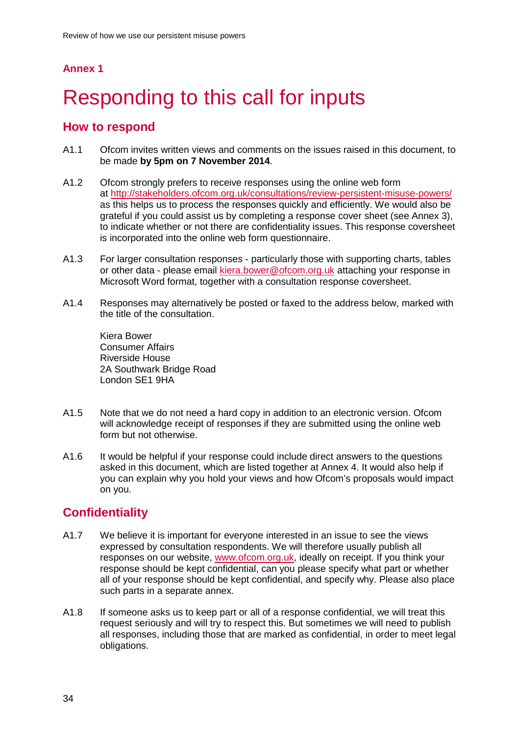## Annex 1

# Responding to this call for inputs

## How to respond

A1.1 Ofcom invites written views and comments on the issues raised in this document, to be made **by 5pm on 7 November 2014**.

A1.2 Ofcom strongly prefers to receive responses using the online web form at http://stakeholders.ofcom.org.uk/consultations/review-persistent-misuse-powers/ as this helps us to process the responses quickly and efficiently. We would also be grateful if you could assist us by completing a response cover sheet (see Annex 3), to indicate whether or not there are confidentiality issues. This response coversheet is incorporated into the online web form questionnaire.

A1.3 For larger consultation responses - particularly those with supporting charts, tables or other data - please email kiera.bower@ofcom.org.uk attaching your response in Microsoft Word format, together with a consultation response coversheet.

A1.4 Responses may alternatively be posted or faxed to the address below, marked with the title of the consultation.

Kiera Bower
Consumer Affairs
Riverside House
2A Southwark Bridge Road
London SE1 9HA

A1.5 Note that we do not need a hard copy in addition to an electronic version. Ofcom will acknowledge receipt of responses if they are submitted using the online web form but not otherwise.

A1.6 It would be helpful if your response could include direct answers to the questions asked in this document, which are listed together at Annex 4. It would also help if you can explain why you hold your views and how Ofcom's proposals would impact on you.

## Confidentiality

A1.7 We believe it is important for everyone interested in an issue to see the views expressed by consultation respondents. We will therefore usually publish all responses on our website, www.ofcom.org.uk, ideally on receipt. If you think your response should be kept confidential, can you please specify what part or whether all of your response should be kept confidential, and specify why. Please also place such parts in a separate annex.

A1.8 If someone asks us to keep part or all of a response confidential, we will treat this request seriously and will try to respect this. But sometimes we will need to publish all responses, including those that are marked as confidential, in order to meet legal obligations.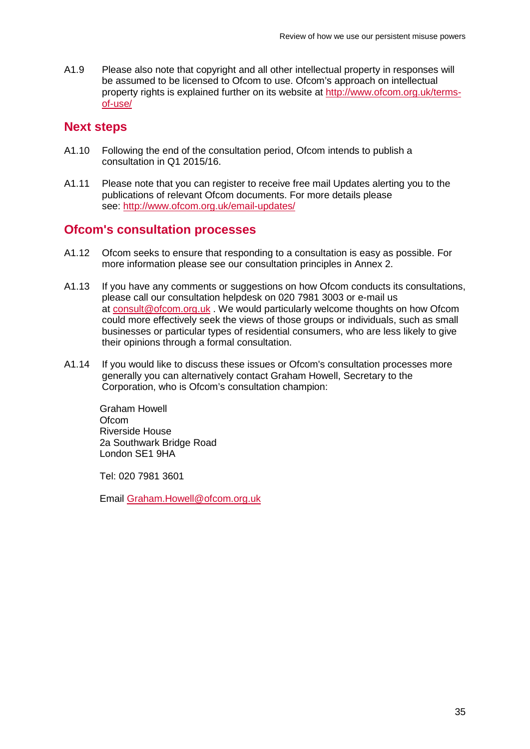A1.9 Please also note that copyright and all other intellectual property in responses will be assumed to be licensed to Ofcom to use. Ofcom's approach on intellectual property rights is explained further on its website at http://www.ofcom.org.uk/terms-of-use/

## Next steps

A1.10 Following the end of the consultation period, Ofcom intends to publish a consultation in Q1 2015/16.

A1.11 Please note that you can register to receive free mail Updates alerting you to the publications of relevant Ofcom documents. For more details please see: http://www.ofcom.org.uk/email-updates/

## Ofcom's consultation processes

A1.12 Ofcom seeks to ensure that responding to a consultation is easy as possible. For more information please see our consultation principles in Annex 2.

A1.13 If you have any comments or suggestions on how Ofcom conducts its consultations, please call our consultation helpdesk on 020 7981 3003 or e-mail us at consult@ofcom.org.uk . We would particularly welcome thoughts on how Ofcom could more effectively seek the views of those groups or individuals, such as small businesses or particular types of residential consumers, who are less likely to give their opinions through a formal consultation.

A1.14 If you would like to discuss these issues or Ofcom's consultation processes more generally you can alternatively contact Graham Howell, Secretary to the Corporation, who is Ofcom's consultation champion:

Graham Howell
Ofcom
Riverside House
2a Southwark Bridge Road
London SE1 9HA

Tel: 020 7981 3601

Email Graham.Howell@ofcom.org.uk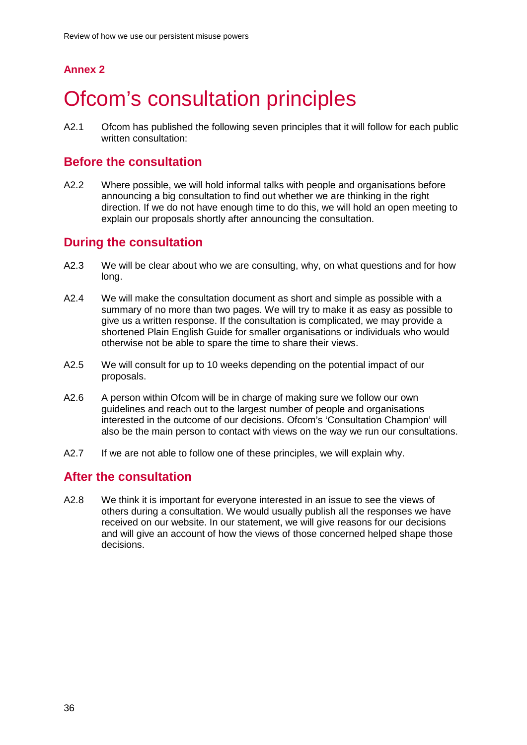**Annex 2**

# Ofcom's consultation principles

A2.1 Ofcom has published the following seven principles that it will follow for each public written consultation:

## Before the consultation

A2.2 Where possible, we will hold informal talks with people and organisations before announcing a big consultation to find out whether we are thinking in the right direction. If we do not have enough time to do this, we will hold an open meeting to explain our proposals shortly after announcing the consultation.

## During the consultation

A2.3 We will be clear about who we are consulting, why, on what questions and for how long.

A2.4 We will make the consultation document as short and simple as possible with a summary of no more than two pages. We will try to make it as easy as possible to give us a written response. If the consultation is complicated, we may provide a shortened Plain English Guide for smaller organisations or individuals who would otherwise not be able to spare the time to share their views.

A2.5 We will consult for up to 10 weeks depending on the potential impact of our proposals.

A2.6 A person within Ofcom will be in charge of making sure we follow our own guidelines and reach out to the largest number of people and organisations interested in the outcome of our decisions. Ofcom's 'Consultation Champion' will also be the main person to contact with views on the way we run our consultations.

A2.7 If we are not able to follow one of these principles, we will explain why.

## After the consultation

A2.8 We think it is important for everyone interested in an issue to see the views of others during a consultation. We would usually publish all the responses we have received on our website. In our statement, we will give reasons for our decisions and will give an account of how the views of those concerned helped shape those decisions.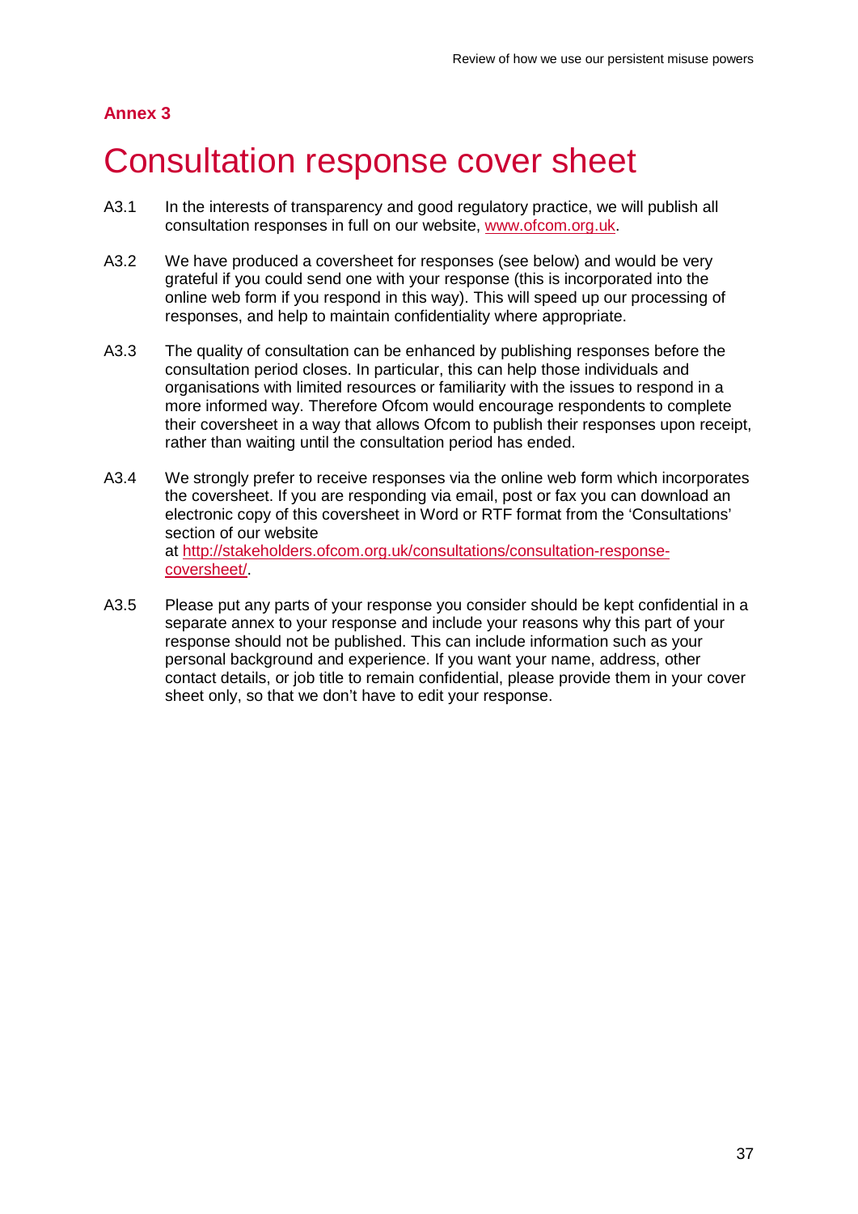**Annex 3**

# Consultation response cover sheet

A3.1 In the interests of transparency and good regulatory practice, we will publish all consultation responses in full on our website, [www.ofcom.org.uk](http://www.ofcom.org.uk).

A3.2 We have produced a coversheet for responses (see below) and would be very grateful if you could send one with your response (this is incorporated into the online web form if you respond in this way). This will speed up our processing of responses, and help to maintain confidentiality where appropriate.

A3.3 The quality of consultation can be enhanced by publishing responses before the consultation period closes. In particular, this can help those individuals and organisations with limited resources or familiarity with the issues to respond in a more informed way. Therefore Ofcom would encourage respondents to complete their coversheet in a way that allows Ofcom to publish their responses upon receipt, rather than waiting until the consultation period has ended.

A3.4 We strongly prefer to receive responses via the online web form which incorporates the coversheet. If you are responding via email, post or fax you can download an electronic copy of this coversheet in Word or RTF format from the 'Consultations' section of our website at [http://stakeholders.ofcom.org.uk/consultations/consultation-response-coversheet/](http://stakeholders.ofcom.org.uk/consultations/consultation-response-coversheet/).

A3.5 Please put any parts of your response you consider should be kept confidential in a separate annex to your response and include your reasons why this part of your response should not be published. This can include information such as your personal background and experience. If you want your name, address, other contact details, or job title to remain confidential, please provide them in your cover sheet only, so that we don't have to edit your response.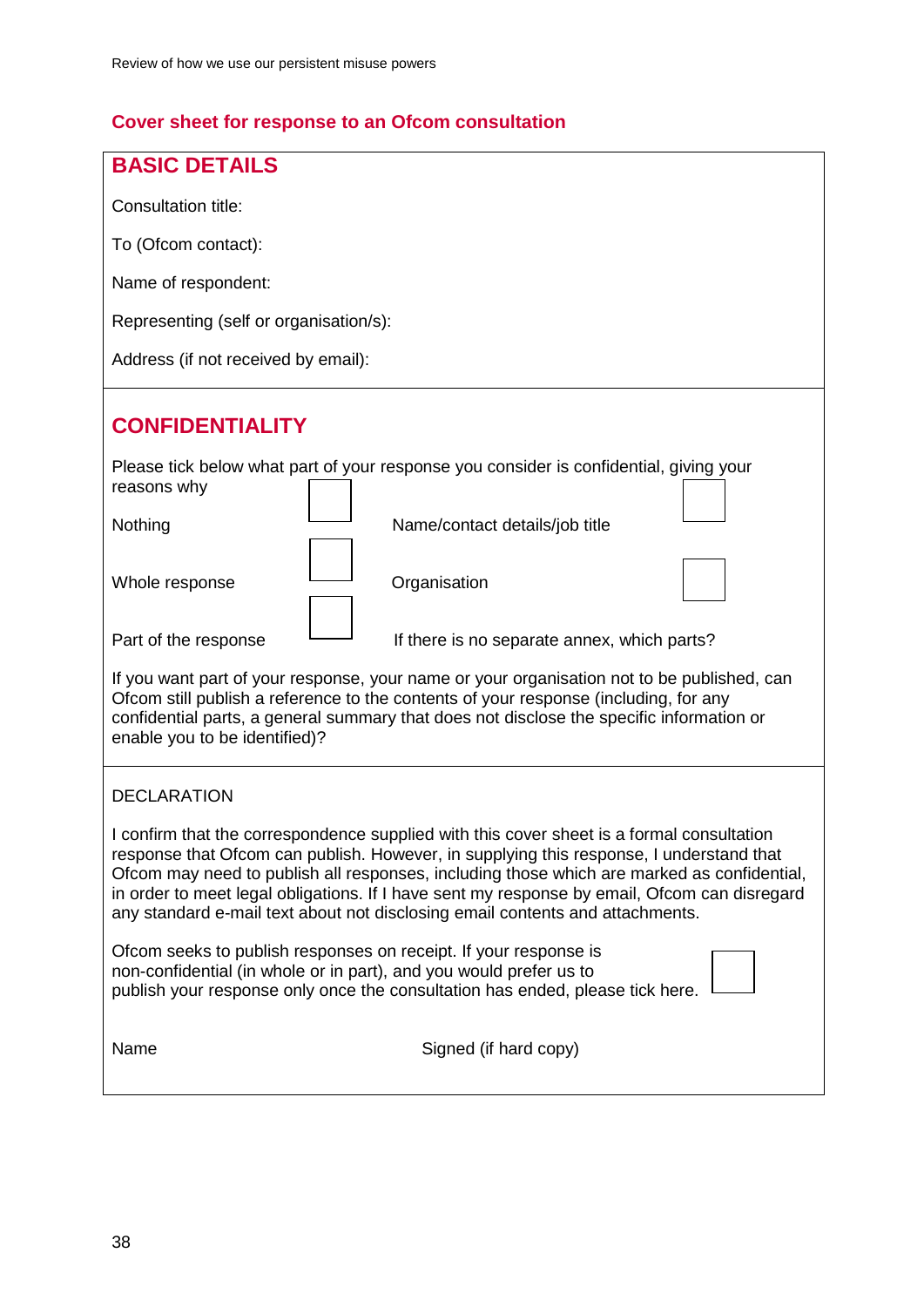## Cover sheet for response to an Ofcom consultation

### BASIC DETAILS

Consultation title:

To (Ofcom contact):

Name of respondent:

Representing (self or organisation/s):

Address (if not received by email):

### CONFIDENTIALITY

Please tick below what part of your response you consider is confidential, giving your reasons why

| | | | |
|---|---|---|---|
| Nothing | ☐ | Name/contact details/job title | ☐ |
| Whole response | ☐ | Organisation | ☐ |
| Part of the response | ☐ | If there is no separate annex, which parts? | |

If you want part of your response, your name or your organisation not to be published, can Ofcom still publish a reference to the contents of your response (including, for any confidential parts, a general summary that does not disclose the specific information or enable you to be identified)?

DECLARATION

I confirm that the correspondence supplied with this cover sheet is a formal consultation response that Ofcom can publish. However, in supplying this response, I understand that Ofcom may need to publish all responses, including those which are marked as confidential, in order to meet legal obligations. If I have sent my response by email, Ofcom can disregard any standard e-mail text about not disclosing email contents and attachments.

Ofcom seeks to publish responses on receipt. If your response is non-confidential (in whole or in part), and you would prefer us to publish your response only once the consultation has ended, please tick here. ☐

Name

Signed (if hard copy)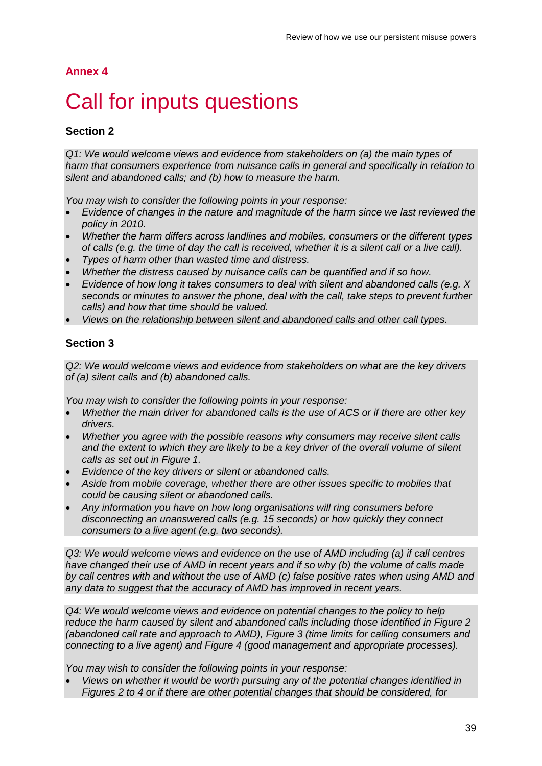## Annex 4

# Call for inputs questions

### Section 2

*Q1: We would welcome views and evidence from stakeholders on (a) the main types of harm that consumers experience from nuisance calls in general and specifically in relation to silent and abandoned calls; and (b) how to measure the harm.*

*You may wish to consider the following points in your response:*

- *Evidence of changes in the nature and magnitude of the harm since we last reviewed the policy in 2010.*
- *Whether the harm differs across landlines and mobiles, consumers or the different types of calls (e.g. the time of day the call is received, whether it is a silent call or a live call).*
- *Types of harm other than wasted time and distress.*
- *Whether the distress caused by nuisance calls can be quantified and if so how.*
- *Evidence of how long it takes consumers to deal with silent and abandoned calls (e.g. X seconds or minutes to answer the phone, deal with the call, take steps to prevent further calls) and how that time should be valued.*
- *Views on the relationship between silent and abandoned calls and other call types.*

### Section 3

*Q2: We would welcome views and evidence from stakeholders on what are the key drivers of (a) silent calls and (b) abandoned calls.*

*You may wish to consider the following points in your response:*

- *Whether the main driver for abandoned calls is the use of ACS or if there are other key drivers.*
- *Whether you agree with the possible reasons why consumers may receive silent calls and the extent to which they are likely to be a key driver of the overall volume of silent calls as set out in Figure 1.*
- *Evidence of the key drivers or silent or abandoned calls.*
- *Aside from mobile coverage, whether there are other issues specific to mobiles that could be causing silent or abandoned calls.*
- *Any information you have on how long organisations will ring consumers before disconnecting an unanswered calls (e.g. 15 seconds) or how quickly they connect consumers to a live agent (e.g. two seconds).*

*Q3: We would welcome views and evidence on the use of AMD including (a) if call centres have changed their use of AMD in recent years and if so why (b) the volume of calls made by call centres with and without the use of AMD (c) false positive rates when using AMD and any data to suggest that the accuracy of AMD has improved in recent years.*

*Q4: We would welcome views and evidence on potential changes to the policy to help reduce the harm caused by silent and abandoned calls including those identified in Figure 2 (abandoned call rate and approach to AMD), Figure 3 (time limits for calling consumers and connecting to a live agent) and Figure 4 (good management and appropriate processes).*

*You may wish to consider the following points in your response:*

- *Views on whether it would be worth pursuing any of the potential changes identified in Figures 2 to 4 or if there are other potential changes that should be considered, for*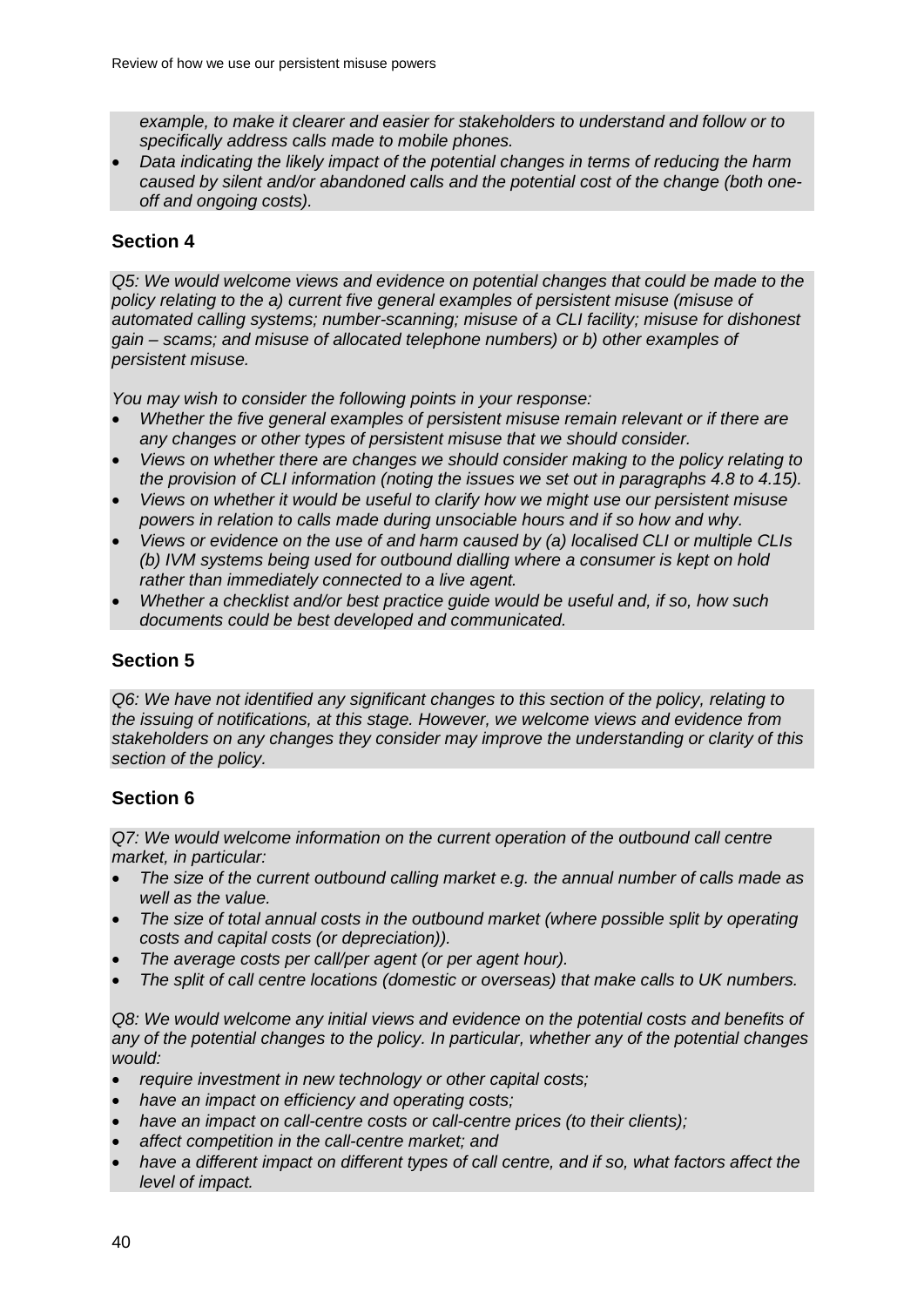*example, to make it clearer and easier for stakeholders to understand and follow or to specifically address calls made to mobile phones.*

- *Data indicating the likely impact of the potential changes in terms of reducing the harm caused by silent and/or abandoned calls and the potential cost of the change (both one-off and ongoing costs).*

## Section 4

*Q5: We would welcome views and evidence on potential changes that could be made to the policy relating to the a) current five general examples of persistent misuse (misuse of automated calling systems; number-scanning; misuse of a CLI facility; misuse for dishonest gain – scams; and misuse of allocated telephone numbers) or b) other examples of persistent misuse.*

*You may wish to consider the following points in your response:*

- *Whether the five general examples of persistent misuse remain relevant or if there are any changes or other types of persistent misuse that we should consider.*
- *Views on whether there are changes we should consider making to the policy relating to the provision of CLI information (noting the issues we set out in paragraphs 4.8 to 4.15).*
- *Views on whether it would be useful to clarify how we might use our persistent misuse powers in relation to calls made during unsociable hours and if so how and why.*
- *Views or evidence on the use of and harm caused by (a) localised CLI or multiple CLIs (b) IVM systems being used for outbound dialling where a consumer is kept on hold rather than immediately connected to a live agent.*
- *Whether a checklist and/or best practice guide would be useful and, if so, how such documents could be best developed and communicated.*

## Section 5

*Q6: We have not identified any significant changes to this section of the policy, relating to the issuing of notifications, at this stage. However, we welcome views and evidence from stakeholders on any changes they consider may improve the understanding or clarity of this section of the policy.*

## Section 6

*Q7: We would welcome information on the current operation of the outbound call centre market, in particular:*

- *The size of the current outbound calling market e.g. the annual number of calls made as well as the value.*
- *The size of total annual costs in the outbound market (where possible split by operating costs and capital costs (or depreciation)).*
- *The average costs per call/per agent (or per agent hour).*
- *The split of call centre locations (domestic or overseas) that make calls to UK numbers.*

*Q8: We would welcome any initial views and evidence on the potential costs and benefits of any of the potential changes to the policy. In particular, whether any of the potential changes would:*

- *require investment in new technology or other capital costs;*
- *have an impact on efficiency and operating costs;*
- *have an impact on call-centre costs or call-centre prices (to their clients);*
- *affect competition in the call-centre market; and*
- *have a different impact on different types of call centre, and if so, what factors affect the level of impact.*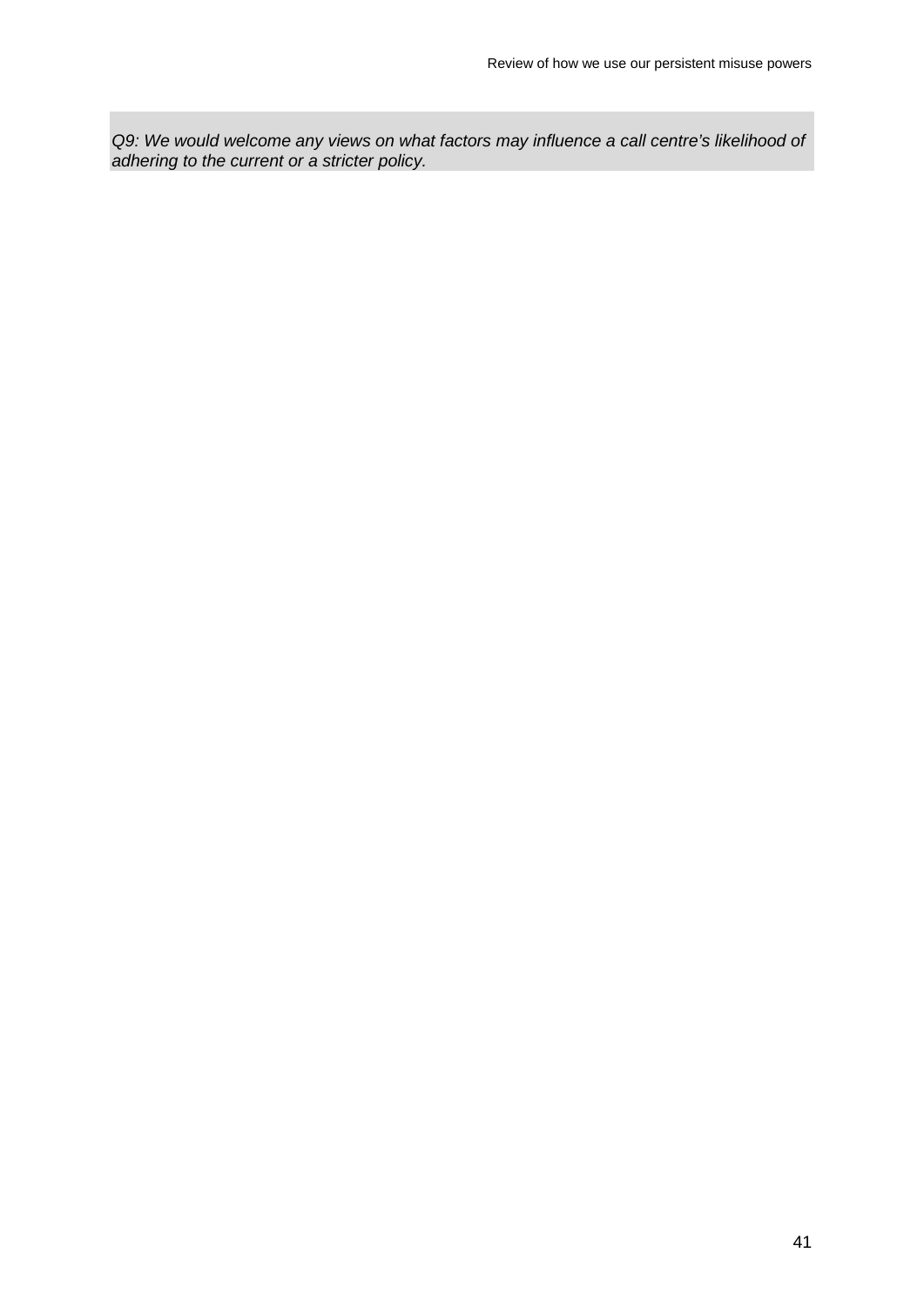*Q9: We would welcome any views on what factors may influence a call centre's likelihood of adhering to the current or a stricter policy.*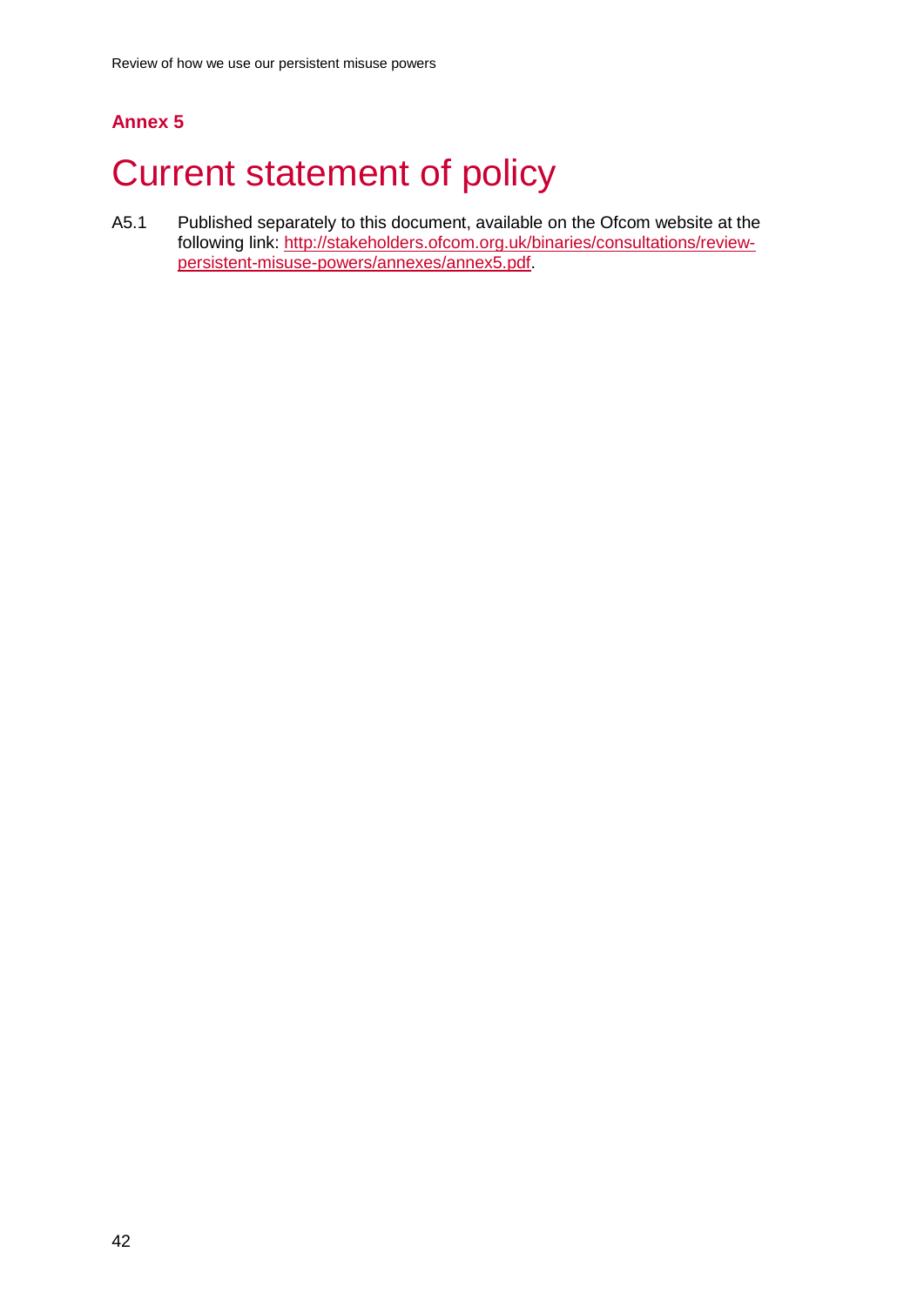**Annex 5**

# Current statement of policy

A5.1 Published separately to this document, available on the Ofcom website at the following link: http://stakeholders.ofcom.org.uk/binaries/consultations/review-persistent-misuse-powers/annexes/annex5.pdf.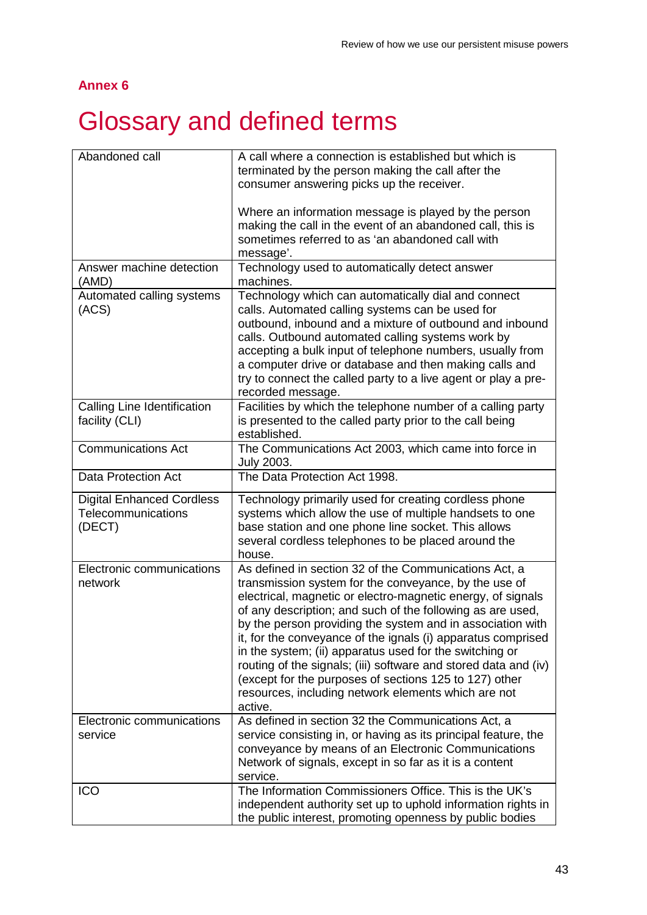## Annex 6

# Glossary and defined terms

| | |
|---|---|
| Abandoned call | A call where a connection is established but which is terminated by the person making the call after the consumer answering picks up the receiver.<br><br>Where an information message is played by the person making the call in the event of an abandoned call, this is sometimes referred to as 'an abandoned call with message'. |
| Answer machine detection (AMD) | Technology used to automatically detect answer machines. |
| Automated calling systems (ACS) | Technology which can automatically dial and connect calls. Automated calling systems can be used for outbound, inbound and a mixture of outbound and inbound calls. Outbound automated calling systems work by accepting a bulk input of telephone numbers, usually from a computer drive or database and then making calls and try to connect the called party to a live agent or play a pre-recorded message. |
| Calling Line Identification facility (CLI) | Facilities by which the telephone number of a calling party is presented to the called party prior to the call being established. |
| Communications Act | The Communications Act 2003, which came into force in July 2003. |
| Data Protection Act | The Data Protection Act 1998. |
| Digital Enhanced Cordless Telecommunications (DECT) | Technology primarily used for creating cordless phone systems which allow the use of multiple handsets to one base station and one phone line socket. This allows several cordless telephones to be placed around the house. |
| Electronic communications network | As defined in section 32 of the Communications Act, a transmission system for the conveyance, by the use of electrical, magnetic or electro-magnetic energy, of signals of any description; and such of the following as are used, by the person providing the system and in association with it, for the conveyance of the ignals (i) apparatus comprised in the system; (ii) apparatus used for the switching or routing of the signals; (iii) software and stored data and (iv) (except for the purposes of sections 125 to 127) other resources, including network elements which are not active. |
| Electronic communications service | As defined in section 32 the Communications Act, a service consisting in, or having as its principal feature, the conveyance by means of an Electronic Communications Network of signals, except in so far as it is a content service. |
| ICO | The Information Commissioners Office. This is the UK's independent authority set up to uphold information rights in the public interest, promoting openness by public bodies |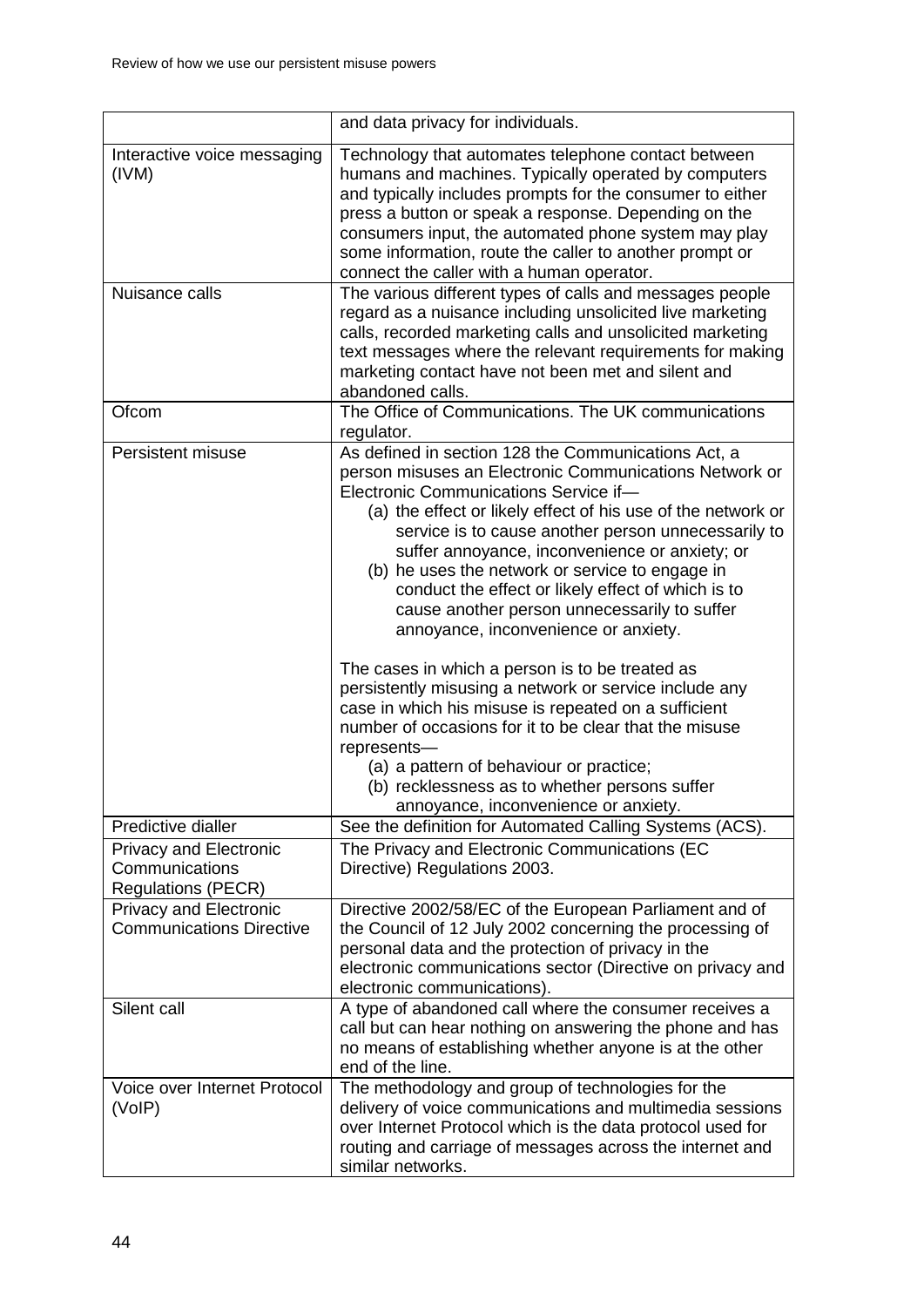| | |
|---|---|
| | and data privacy for individuals. |
| Interactive voice messaging (IVM) | Technology that automates telephone contact between humans and machines. Typically operated by computers and typically includes prompts for the consumer to either press a button or speak a response. Depending on the consumers input, the automated phone system may play some information, route the caller to another prompt or connect the caller with a human operator. |
| Nuisance calls | The various different types of calls and messages people regard as a nuisance including unsolicited live marketing calls, recorded marketing calls and unsolicited marketing text messages where the relevant requirements for making marketing contact have not been met and silent and abandoned calls. |
| Ofcom | The Office of Communications. The UK communications regulator. |
| Persistent misuse | As defined in section 128 the Communications Act, a person misuses an Electronic Communications Network or Electronic Communications Service if— (a) the effect or likely effect of his use of the network or service is to cause another person unnecessarily to suffer annoyance, inconvenience or anxiety; or (b) he uses the network or service to engage in conduct the effect or likely effect of which is to cause another person unnecessarily to suffer annoyance, inconvenience or anxiety.<br><br>The cases in which a person is to be treated as persistently misusing a network or service include any case in which his misuse is repeated on a sufficient number of occasions for it to be clear that the misuse represents— (a) a pattern of behaviour or practice; (b) recklessness as to whether persons suffer annoyance, inconvenience or anxiety. |
| Predictive dialler | See the definition for Automated Calling Systems (ACS). |
| Privacy and Electronic Communications Regulations (PECR) | The Privacy and Electronic Communications (EC Directive) Regulations 2003. |
| Privacy and Electronic Communications Directive | Directive 2002/58/EC of the European Parliament and of the Council of 12 July 2002 concerning the processing of personal data and the protection of privacy in the electronic communications sector (Directive on privacy and electronic communications). |
| Silent call | A type of abandoned call where the consumer receives a call but can hear nothing on answering the phone and has no means of establishing whether anyone is at the other end of the line. |
| Voice over Internet Protocol (VoIP) | The methodology and group of technologies for the delivery of voice communications and multimedia sessions over Internet Protocol which is the data protocol used for routing and carriage of messages across the internet and similar networks. |